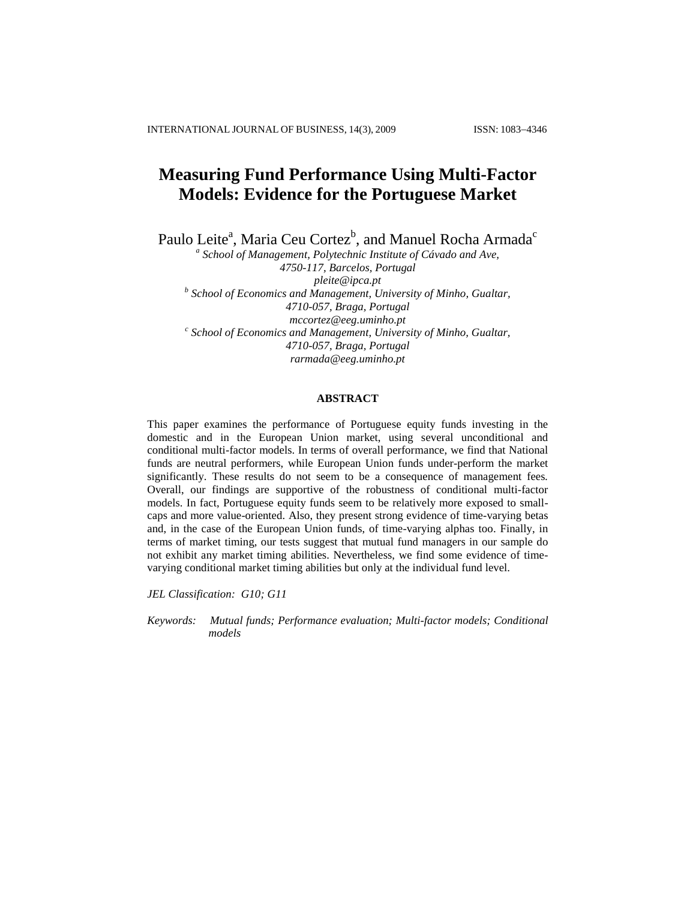# Measuring Fund Performance Using Multi-Factor Models: Evidence for the Portuguese Market

Paulo Leite[a], Maria Ceu Cortez[b], and Manuel Rocha Armada[c]

[a] *School of Management, Polytechnic Institute of Cávado and Ave, 4750-117, Barcelos, Portugal*
*pleite@ipca.pt*

[b] *School of Economics and Management, University of Minho, Gualtar, 4710-057, Braga, Portugal*
*mccortez@eeg.uminho.pt*

[c] *School of Economics and Management, University of Minho, Gualtar, 4710-057, Braga, Portugal*
*rarmada@eeg.uminho.pt*

## ABSTRACT

This paper examines the performance of Portuguese equity funds investing in the domestic and in the European Union market, using several unconditional and conditional multi-factor models. In terms of overall performance, we find that National funds are neutral performers, while European Union funds under-perform the market significantly. These results do not seem to be a consequence of management fees. Overall, our findings are supportive of the robustness of conditional multi-factor models. In fact, Portuguese equity funds seem to be relatively more exposed to small-caps and more value-oriented. Also, they present strong evidence of time-varying betas and, in the case of the European Union funds, of time-varying alphas too. Finally, in terms of market timing, our tests suggest that mutual fund managers in our sample do not exhibit any market timing abilities. Nevertheless, we find some evidence of time-varying conditional market timing abilities but only at the individual fund level.

*JEL Classification: G10; G11*

*Keywords: Mutual funds; Performance evaluation; Multi-factor models; Conditional models*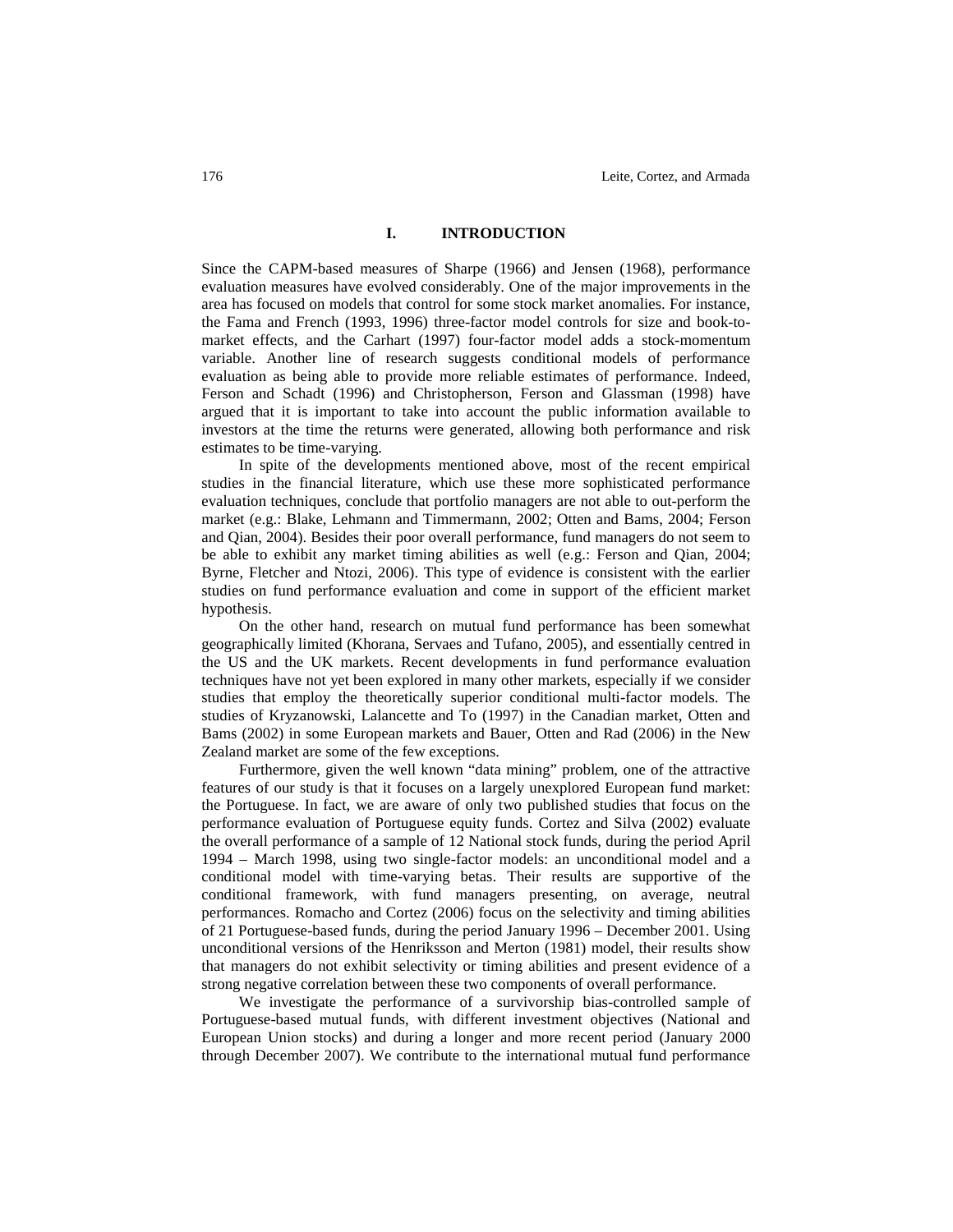## I. INTRODUCTION

Since the CAPM-based measures of Sharpe (1966) and Jensen (1968), performance evaluation measures have evolved considerably. One of the major improvements in the area has focused on models that control for some stock market anomalies. For instance, the Fama and French (1993, 1996) three-factor model controls for size and book-to-market effects, and the Carhart (1997) four-factor model adds a stock-momentum variable. Another line of research suggests conditional models of performance evaluation as being able to provide more reliable estimates of performance. Indeed, Ferson and Schadt (1996) and Christopherson, Ferson and Glassman (1998) have argued that it is important to take into account the public information available to investors at the time the returns were generated, allowing both performance and risk estimates to be time-varying.

In spite of the developments mentioned above, most of the recent empirical studies in the financial literature, which use these more sophisticated performance evaluation techniques, conclude that portfolio managers are not able to out-perform the market (e.g.: Blake, Lehmann and Timmermann, 2002; Otten and Bams, 2004; Ferson and Qian, 2004). Besides their poor overall performance, fund managers do not seem to be able to exhibit any market timing abilities as well (e.g.: Ferson and Qian, 2004; Byrne, Fletcher and Ntozi, 2006). This type of evidence is consistent with the earlier studies on fund performance evaluation and come in support of the efficient market hypothesis.

On the other hand, research on mutual fund performance has been somewhat geographically limited (Khorana, Servaes and Tufano, 2005), and essentially centred in the US and the UK markets. Recent developments in fund performance evaluation techniques have not yet been explored in many other markets, especially if we consider studies that employ the theoretically superior conditional multi-factor models. The studies of Kryzanowski, Lalancette and To (1997) in the Canadian market, Otten and Bams (2002) in some European markets and Bauer, Otten and Rad (2006) in the New Zealand market are some of the few exceptions.

Furthermore, given the well known "data mining" problem, one of the attractive features of our study is that it focuses on a largely unexplored European fund market: the Portuguese. In fact, we are aware of only two published studies that focus on the performance evaluation of Portuguese equity funds. Cortez and Silva (2002) evaluate the overall performance of a sample of 12 National stock funds, during the period April 1994 – March 1998, using two single-factor models: an unconditional model and a conditional model with time-varying betas. Their results are supportive of the conditional framework, with fund managers presenting, on average, neutral performances. Romacho and Cortez (2006) focus on the selectivity and timing abilities of 21 Portuguese-based funds, during the period January 1996 – December 2001. Using unconditional versions of the Henriksson and Merton (1981) model, their results show that managers do not exhibit selectivity or timing abilities and present evidence of a strong negative correlation between these two components of overall performance.

We investigate the performance of a survivorship bias-controlled sample of Portuguese-based mutual funds, with different investment objectives (National and European Union stocks) and during a longer and more recent period (January 2000 through December 2007). We contribute to the international mutual fund performance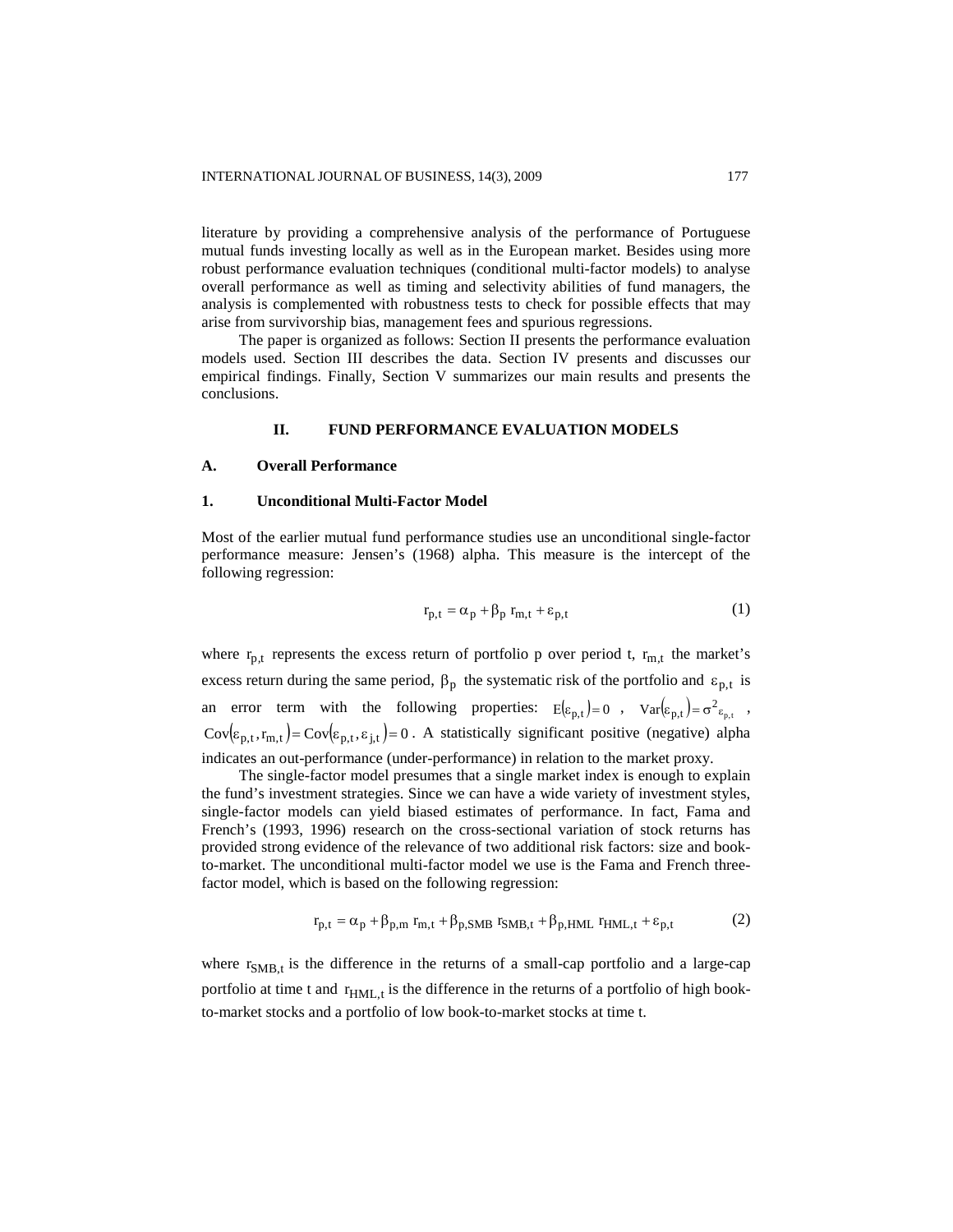literature by providing a comprehensive analysis of the performance of Portuguese mutual funds investing locally as well as in the European market. Besides using more robust performance evaluation techniques (conditional multi-factor models) to analyse overall performance as well as timing and selectivity abilities of fund managers, the analysis is complemented with robustness tests to check for possible effects that may arise from survivorship bias, management fees and spurious regressions.

The paper is organized as follows: Section II presents the performance evaluation models used. Section III describes the data. Section IV presents and discusses our empirical findings. Finally, Section V summarizes our main results and presents the conclusions.

## II. FUND PERFORMANCE EVALUATION MODELS

### A. Overall Performance

#### 1. Unconditional Multi-Factor Model

Most of the earlier mutual fund performance studies use an unconditional single-factor performance measure: Jensen's (1968) alpha. This measure is the intercept of the following regression:

$$r_{p,t} = \alpha_p + \beta_p \, r_{m,t} + \varepsilon_{p,t} \tag{1}$$

where $r_{p,t}$ represents the excess return of portfolio p over period t, $r_{m,t}$ the market's excess return during the same period, $\beta_p$ the systematic risk of the portfolio and $\varepsilon_{p,t}$ is an error term with the following properties: $E(\varepsilon_{p,t}) = 0$, $Var(\varepsilon_{p,t}) = \sigma^2_{\varepsilon_{p,t}}$, $Cov(\varepsilon_{p,t}, r_{m,t}) = Cov(\varepsilon_{p,t}, \varepsilon_{j,t}) = 0$. A statistically significant positive (negative) alpha indicates an out-performance (under-performance) in relation to the market proxy.

The single-factor model presumes that a single market index is enough to explain the fund's investment strategies. Since we can have a wide variety of investment styles, single-factor models can yield biased estimates of performance. In fact, Fama and French's (1993, 1996) research on the cross-sectional variation of stock returns has provided strong evidence of the relevance of two additional risk factors: size and book-to-market. The unconditional multi-factor model we use is the Fama and French three-factor model, which is based on the following regression:

$$r_{p,t} = \alpha_p + \beta_{p,m} \, r_{m,t} + \beta_{p,SMB} \, r_{SMB,t} + \beta_{p,HML} \, r_{HML,t} + \varepsilon_{p,t} \tag{2}$$

where $r_{SMB,t}$ is the difference in the returns of a small-cap portfolio and a large-cap portfolio at time t and $r_{HML,t}$ is the difference in the returns of a portfolio of high book-to-market stocks and a portfolio of low book-to-market stocks at time t.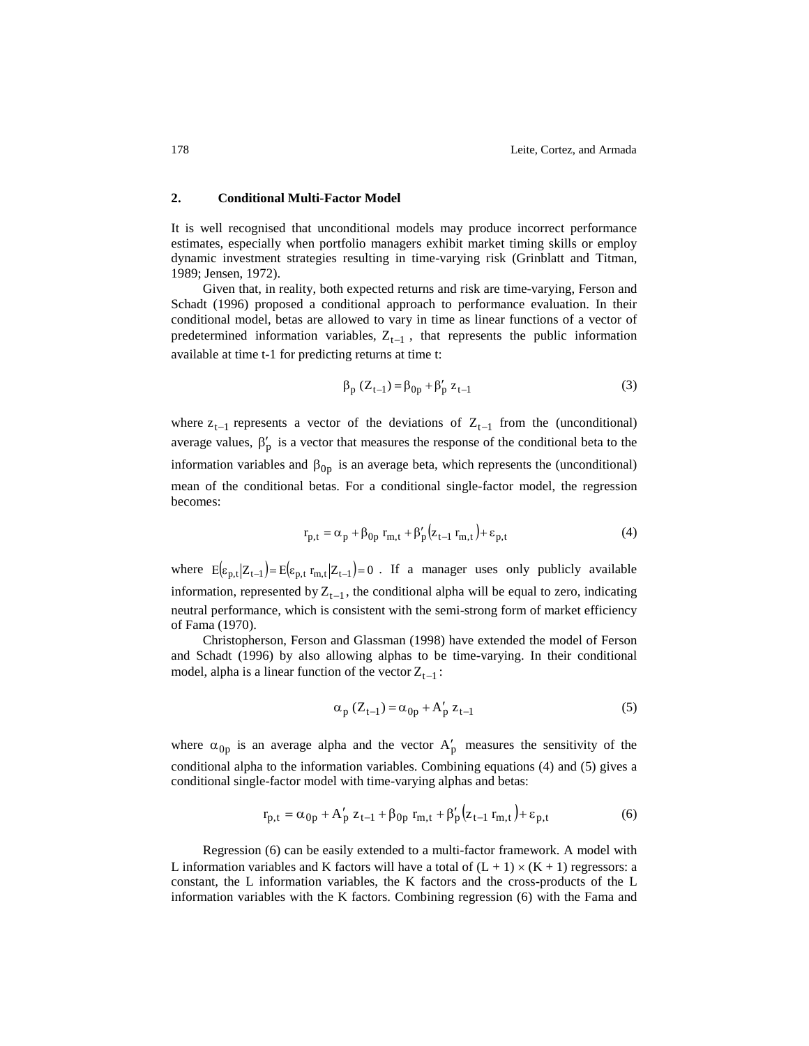## 2. Conditional Multi-Factor Model

It is well recognised that unconditional models may produce incorrect performance estimates, especially when portfolio managers exhibit market timing skills or employ dynamic investment strategies resulting in time-varying risk (Grinblatt and Titman, 1989; Jensen, 1972).

Given that, in reality, both expected returns and risk are time-varying, Ferson and Schadt (1996) proposed a conditional approach to performance evaluation. In their conditional model, betas are allowed to vary in time as linear functions of a vector of predetermined information variables, $Z_{t-1}$, that represents the public information available at time t-1 for predicting returns at time t:

$$\beta_p(Z_{t-1}) = \beta_{0p} + \beta_p' \, z_{t-1} \tag{3}$$

where $z_{t-1}$ represents a vector of the deviations of $Z_{t-1}$ from the (unconditional) average values, $\beta_p'$ is a vector that measures the response of the conditional beta to the information variables and $\beta_{0p}$ is an average beta, which represents the (unconditional) mean of the conditional betas. For a conditional single-factor model, the regression becomes:

$$r_{p,t} = \alpha_p + \beta_{0p} \, r_{m,t} + \beta_p' \left(z_{t-1} \, r_{m,t}\right) + \varepsilon_{p,t} \tag{4}$$

where $E\left(\varepsilon_{p,t} \middle| Z_{t-1}\right) = E\left(\varepsilon_{p,t} \, r_{m,t} \middle| Z_{t-1}\right) = 0$. If a manager uses only publicly available information, represented by $Z_{t-1}$, the conditional alpha will be equal to zero, indicating neutral performance, which is consistent with the semi-strong form of market efficiency of Fama (1970).

Christopherson, Ferson and Glassman (1998) have extended the model of Ferson and Schadt (1996) by also allowing alphas to be time-varying. In their conditional model, alpha is a linear function of the vector $Z_{t-1}$:

$$\alpha_p(Z_{t-1}) = \alpha_{0p} + A_p' \, z_{t-1} \tag{5}$$

where $\alpha_{0p}$ is an average alpha and the vector $A_p'$ measures the sensitivity of the conditional alpha to the information variables. Combining equations (4) and (5) gives a conditional single-factor model with time-varying alphas and betas:

$$r_{p,t} = \alpha_{0p} + A_p' \, z_{t-1} + \beta_{0p} \, r_{m,t} + \beta_p' \left(z_{t-1} \, r_{m,t}\right) + \varepsilon_{p,t} \tag{6}$$

Regression (6) can be easily extended to a multi-factor framework. A model with L information variables and K factors will have a total of $(L + 1) \times (K + 1)$ regressors: a constant, the L information variables, the K factors and the cross-products of the L information variables with the K factors. Combining regression (6) with the Fama and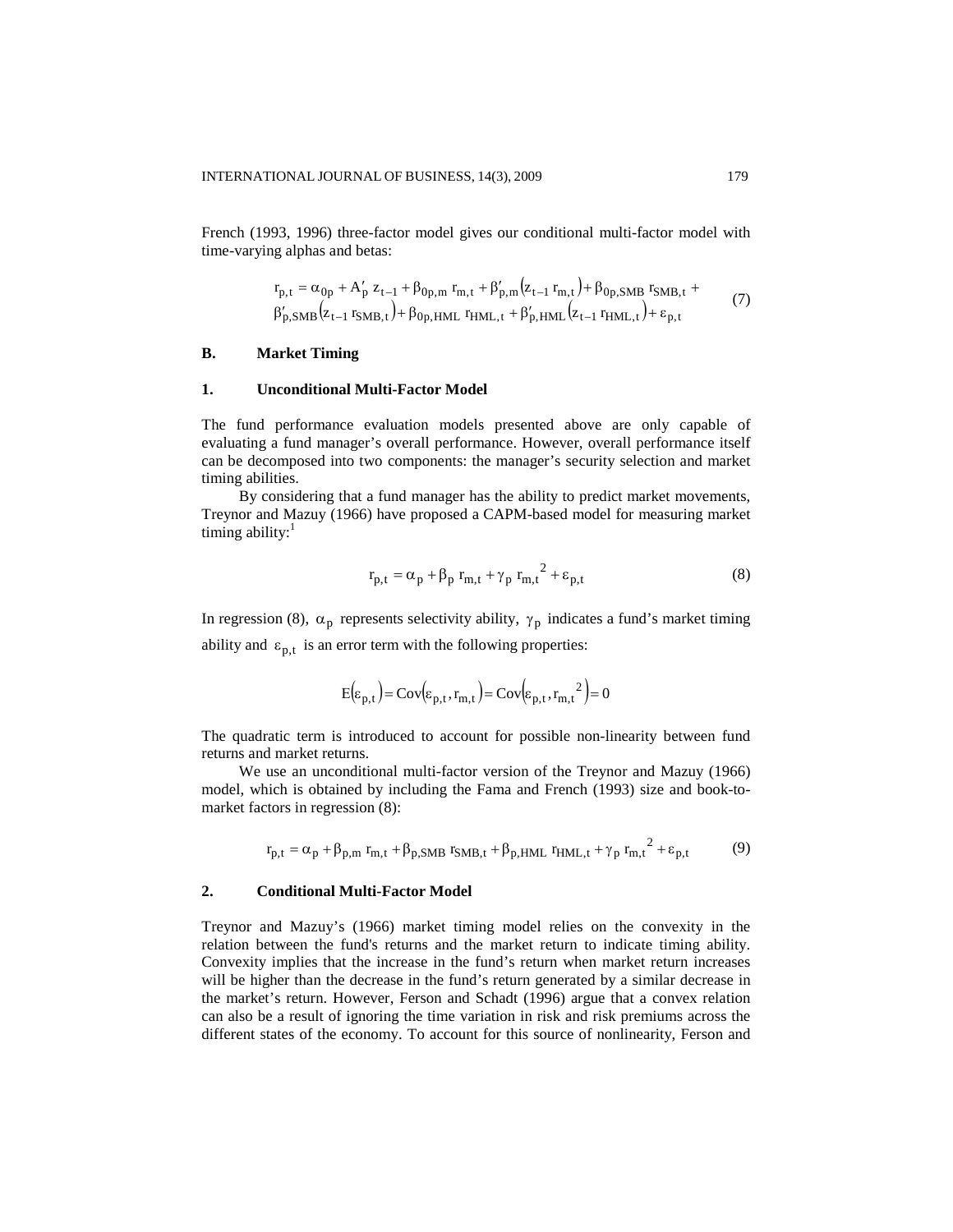French (1993, 1996) three-factor model gives our conditional multi-factor model with time-varying alphas and betas:

$$r_{p,t} = \alpha_{0p} + A'_p z_{t-1} + \beta_{0p,m} r_{m,t} + \beta'_{p,m}(z_{t-1} r_{m,t}) + \beta_{0p,SMB} r_{SMB,t} + \beta'_{p,SMB}(z_{t-1} r_{SMB,t}) + \beta_{0p,HML} r_{HML,t} + \beta'_{p,HML}(z_{t-1} r_{HML,t}) + \varepsilon_{p,t} \tag{7}$$

### B. Market Timing

#### 1. Unconditional Multi-Factor Model

The fund performance evaluation models presented above are only capable of evaluating a fund manager's overall performance. However, overall performance itself can be decomposed into two components: the manager's security selection and market timing abilities.

By considering that a fund manager has the ability to predict market movements, Treynor and Mazuy (1966) have proposed a CAPM-based model for measuring market timing ability:[1]

$$r_{p,t} = \alpha_p + \beta_p r_{m,t} + \gamma_p r_{m,t}^2 + \varepsilon_{p,t} \tag{8}$$

In regression (8), $\alpha_p$ represents selectivity ability, $\gamma_p$ indicates a fund's market timing ability and $\varepsilon_{p,t}$ is an error term with the following properties:

$$E(\varepsilon_{p,t}) = Cov(\varepsilon_{p,t}, r_{m,t}) = Cov(\varepsilon_{p,t}, r_{m,t}^2) = 0$$

The quadratic term is introduced to account for possible non-linearity between fund returns and market returns.

We use an unconditional multi-factor version of the Treynor and Mazuy (1966) model, which is obtained by including the Fama and French (1993) size and book-to-market factors in regression (8):

$$r_{p,t} = \alpha_p + \beta_{p,m} r_{m,t} + \beta_{p,SMB} r_{SMB,t} + \beta_{p,HML} r_{HML,t} + \gamma_p r_{m,t}^2 + \varepsilon_{p,t} \tag{9}$$

#### 2. Conditional Multi-Factor Model

Treynor and Mazuy's (1966) market timing model relies on the convexity in the relation between the fund's returns and the market return to indicate timing ability. Convexity implies that the increase in the fund's return when market return increases will be higher than the decrease in the fund's return generated by a similar decrease in the market's return. However, Ferson and Schadt (1996) argue that a convex relation can also be a result of ignoring the time variation in risk and risk premiums across the different states of the economy. To account for this source of nonlinearity, Ferson and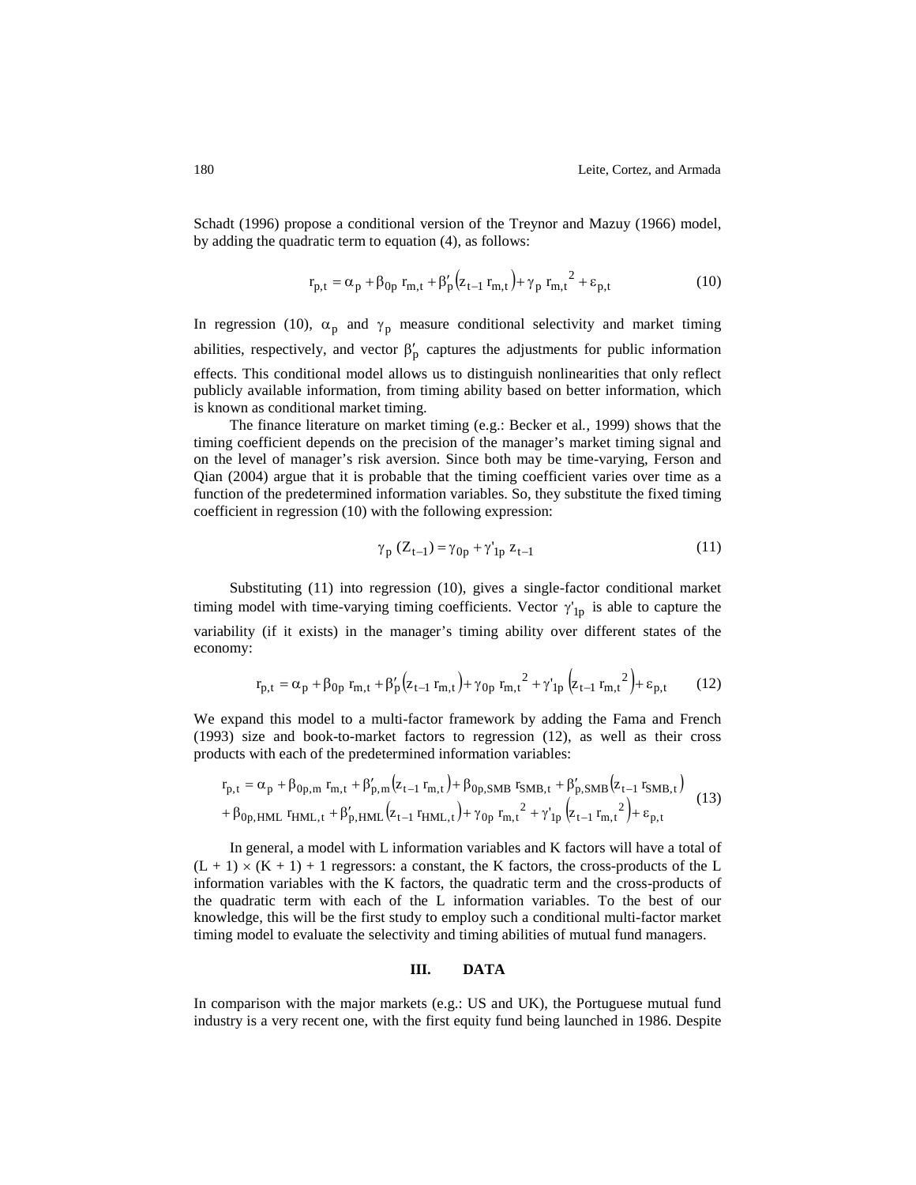Schadt (1996) propose a conditional version of the Treynor and Mazuy (1966) model, by adding the quadratic term to equation (4), as follows:

$$r_{p,t} = \alpha_p + \beta_{0p}\, r_{m,t} + \beta'_p\left(z_{t-1}\, r_{m,t}\right) + \gamma_p\, r_{m,t}{}^2 + \varepsilon_{p,t} \tag{10}$$

In regression (10), $\alpha_p$ and $\gamma_p$ measure conditional selectivity and market timing abilities, respectively, and vector $\beta'_p$ captures the adjustments for public information effects. This conditional model allows us to distinguish nonlinearities that only reflect publicly available information, from timing ability based on better information, which is known as conditional market timing.

The finance literature on market timing (e.g.: Becker et al., 1999) shows that the timing coefficient depends on the precision of the manager's market timing signal and on the level of manager's risk aversion. Since both may be time-varying, Ferson and Qian (2004) argue that it is probable that the timing coefficient varies over time as a function of the predetermined information variables. So, they substitute the fixed timing coefficient in regression (10) with the following expression:

$$\gamma_p\,(Z_{t-1}) = \gamma_{0p} + \gamma'_{1p}\, z_{t-1} \tag{11}$$

Substituting (11) into regression (10), gives a single-factor conditional market timing model with time-varying timing coefficients. Vector $\gamma'_{1p}$ is able to capture the variability (if it exists) in the manager's timing ability over different states of the economy:

$$r_{p,t} = \alpha_p + \beta_{0p}\, r_{m,t} + \beta'_p\left(z_{t-1}\, r_{m,t}\right) + \gamma_{0p}\, r_{m,t}{}^2 + \gamma'_{1p}\left(z_{t-1}\, r_{m,t}{}^2\right) + \varepsilon_{p,t} \tag{12}$$

We expand this model to a multi-factor framework by adding the Fama and French (1993) size and book-to-market factors to regression (12), as well as their cross products with each of the predetermined information variables:

$$\begin{aligned} r_{p,t} &= \alpha_p + \beta_{0p,m}\, r_{m,t} + \beta'_{p,m}\left(z_{t-1}\, r_{m,t}\right) + \beta_{0p,SMB}\, r_{SMB,t} + \beta'_{p,SMB}\left(z_{t-1}\, r_{SMB,t}\right) \\ &+ \beta_{0p,HML}\, r_{HML,t} + \beta'_{p,HML}\left(z_{t-1}\, r_{HML,t}\right) + \gamma_{0p}\, r_{m,t}{}^2 + \gamma'_{1p}\left(z_{t-1}\, r_{m,t}{}^2\right) + \varepsilon_{p,t} \end{aligned} \tag{13}$$

In general, a model with L information variables and K factors will have a total of $(L + 1) \times (K + 1) + 1$ regressors: a constant, the K factors, the cross-products of the L information variables with the K factors, the quadratic term and the cross-products of the quadratic term with each of the L information variables. To the best of our knowledge, this will be the first study to employ such a conditional multi-factor market timing model to evaluate the selectivity and timing abilities of mutual fund managers.

## III. DATA

In comparison with the major markets (e.g.: US and UK), the Portuguese mutual fund industry is a very recent one, with the first equity fund being launched in 1986. Despite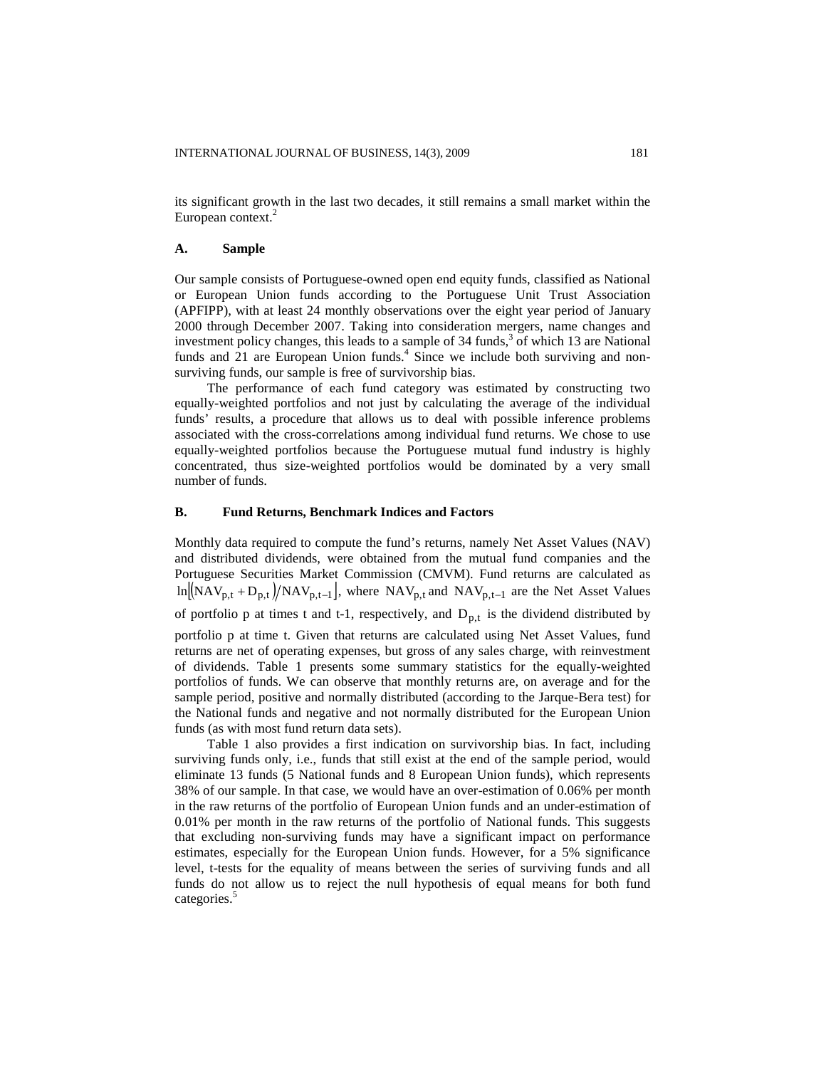its significant growth in the last two decades, it still remains a small market within the European context.[2]

### A. Sample

Our sample consists of Portuguese-owned open end equity funds, classified as National or European Union funds according to the Portuguese Unit Trust Association (APFIPP), with at least 24 monthly observations over the eight year period of January 2000 through December 2007. Taking into consideration mergers, name changes and investment policy changes, this leads to a sample of 34 funds,[3] of which 13 are National funds and 21 are European Union funds.[4] Since we include both surviving and non-surviving funds, our sample is free of survivorship bias.

The performance of each fund category was estimated by constructing two equally-weighted portfolios and not just by calculating the average of the individual funds' results, a procedure that allows us to deal with possible inference problems associated with the cross-correlations among individual fund returns. We chose to use equally-weighted portfolios because the Portuguese mutual fund industry is highly concentrated, thus size-weighted portfolios would be dominated by a very small number of funds.

### B. Fund Returns, Benchmark Indices and Factors

Monthly data required to compute the fund's returns, namely Net Asset Values (NAV) and distributed dividends, were obtained from the mutual fund companies and the Portuguese Securities Market Commission (CMVM). Fund returns are calculated as $\ln\left[\left(NAV_{p,t} + D_{p,t}\right)/NAV_{p,t-1}\right]$, where $NAV_{p,t}$ and $NAV_{p,t-1}$ are the Net Asset Values of portfolio p at times t and t-1, respectively, and $D_{p,t}$ is the dividend distributed by portfolio p at time t. Given that returns are calculated using Net Asset Values, fund returns are net of operating expenses, but gross of any sales charge, with reinvestment of dividends. Table 1 presents some summary statistics for the equally-weighted portfolios of funds. We can observe that monthly returns are, on average and for the sample period, positive and normally distributed (according to the Jarque-Bera test) for the National funds and negative and not normally distributed for the European Union funds (as with most fund return data sets).

Table 1 also provides a first indication on survivorship bias. In fact, including surviving funds only, i.e., funds that still exist at the end of the sample period, would eliminate 13 funds (5 National funds and 8 European Union funds), which represents 38% of our sample. In that case, we would have an over-estimation of 0.06% per month in the raw returns of the portfolio of European Union funds and an under-estimation of 0.01% per month in the raw returns of the portfolio of National funds. This suggests that excluding non-surviving funds may have a significant impact on performance estimates, especially for the European Union funds. However, for a 5% significance level, t-tests for the equality of means between the series of surviving funds and all funds do not allow us to reject the null hypothesis of equal means for both fund categories.[5]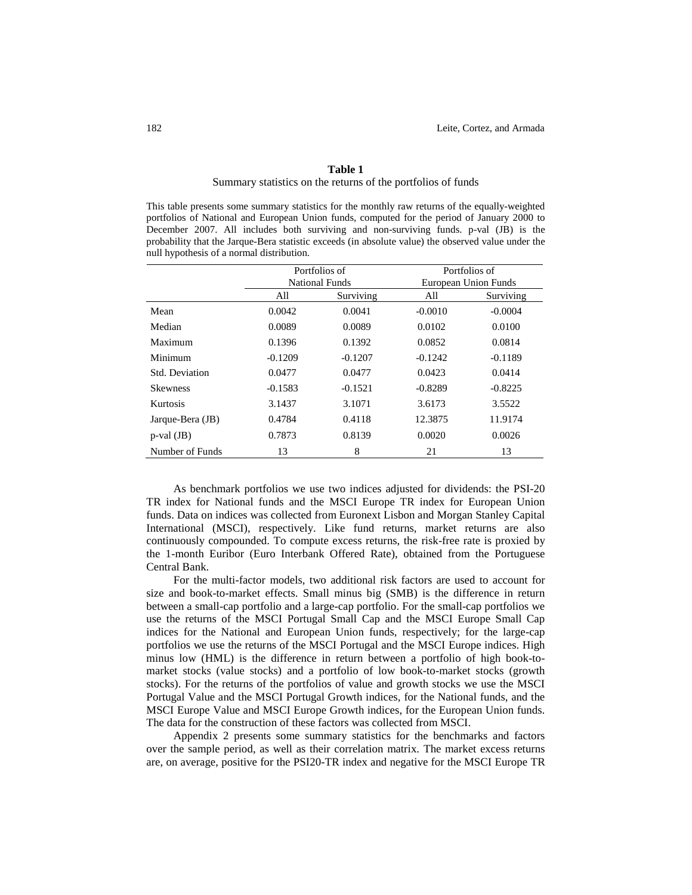**Table 1**

Summary statistics on the returns of the portfolios of funds

This table presents some summary statistics for the monthly raw returns of the equally-weighted portfolios of National and European Union funds, computed for the period of January 2000 to December 2007. All includes both surviving and non-surviving funds. p-val (JB) is the probability that the Jarque-Bera statistic exceeds (in absolute value) the observed value under the null hypothesis of a normal distribution.

| | Portfolios of National Funds | | Portfolios of European Union Funds | |
|---|---|---|---|---|
| | All | Surviving | All | Surviving |
| Mean | 0.0042 | 0.0041 | -0.0010 | -0.0004 |
| Median | 0.0089 | 0.0089 | 0.0102 | 0.0100 |
| Maximum | 0.1396 | 0.1392 | 0.0852 | 0.0814 |
| Minimum | -0.1209 | -0.1207 | -0.1242 | -0.1189 |
| Std. Deviation | 0.0477 | 0.0477 | 0.0423 | 0.0414 |
| Skewness | -0.1583 | -0.1521 | -0.8289 | -0.8225 |
| Kurtosis | 3.1437 | 3.1071 | 3.6173 | 3.5522 |
| Jarque-Bera (JB) | 0.4784 | 0.4118 | 12.3875 | 11.9174 |
| p-val (JB) | 0.7873 | 0.8139 | 0.0020 | 0.0026 |
| Number of Funds | 13 | 8 | 21 | 13 |

As benchmark portfolios we use two indices adjusted for dividends: the PSI-20 TR index for National funds and the MSCI Europe TR index for European Union funds. Data on indices was collected from Euronext Lisbon and Morgan Stanley Capital International (MSCI), respectively. Like fund returns, market returns are also continuously compounded. To compute excess returns, the risk-free rate is proxied by the 1-month Euribor (Euro Interbank Offered Rate), obtained from the Portuguese Central Bank.

For the multi-factor models, two additional risk factors are used to account for size and book-to-market effects. Small minus big (SMB) is the difference in return between a small-cap portfolio and a large-cap portfolio. For the small-cap portfolios we use the returns of the MSCI Portugal Small Cap and the MSCI Europe Small Cap indices for the National and European Union funds, respectively; for the large-cap portfolios we use the returns of the MSCI Portugal and the MSCI Europe indices. High minus low (HML) is the difference in return between a portfolio of high book-to-market stocks (value stocks) and a portfolio of low book-to-market stocks (growth stocks). For the returns of the portfolios of value and growth stocks we use the MSCI Portugal Value and the MSCI Portugal Growth indices, for the National funds, and the MSCI Europe Value and MSCI Europe Growth indices, for the European Union funds. The data for the construction of these factors was collected from MSCI.

Appendix 2 presents some summary statistics for the benchmarks and factors over the sample period, as well as their correlation matrix. The market excess returns are, on average, positive for the PSI20-TR index and negative for the MSCI Europe TR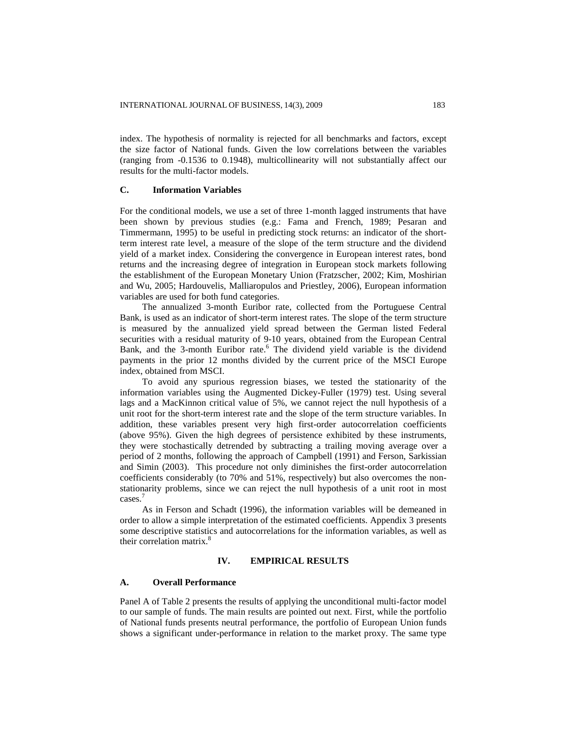index. The hypothesis of normality is rejected for all benchmarks and factors, except the size factor of National funds. Given the low correlations between the variables (ranging from -0.1536 to 0.1948), multicollinearity will not substantially affect our results for the multi-factor models.

### C. Information Variables

For the conditional models, we use a set of three 1-month lagged instruments that have been shown by previous studies (e.g.: Fama and French, 1989; Pesaran and Timmermann, 1995) to be useful in predicting stock returns: an indicator of the short-term interest rate level, a measure of the slope of the term structure and the dividend yield of a market index. Considering the convergence in European interest rates, bond returns and the increasing degree of integration in European stock markets following the establishment of the European Monetary Union (Fratzscher, 2002; Kim, Moshirian and Wu, 2005; Hardouvelis, Malliaropulos and Priestley, 2006), European information variables are used for both fund categories.

The annualized 3-month Euribor rate, collected from the Portuguese Central Bank, is used as an indicator of short-term interest rates. The slope of the term structure is measured by the annualized yield spread between the German listed Federal securities with a residual maturity of 9-10 years, obtained from the European Central Bank, and the 3-month Euribor rate.[6] The dividend yield variable is the dividend payments in the prior 12 months divided by the current price of the MSCI Europe index, obtained from MSCI.

To avoid any spurious regression biases, we tested the stationarity of the information variables using the Augmented Dickey-Fuller (1979) test. Using several lags and a MacKinnon critical value of 5%, we cannot reject the null hypothesis of a unit root for the short-term interest rate and the slope of the term structure variables. In addition, these variables present very high first-order autocorrelation coefficients (above 95%). Given the high degrees of persistence exhibited by these instruments, they were stochastically detrended by subtracting a trailing moving average over a period of 2 months, following the approach of Campbell (1991) and Ferson, Sarkissian and Simin (2003). This procedure not only diminishes the first-order autocorrelation coefficients considerably (to 70% and 51%, respectively) but also overcomes the non-stationarity problems, since we can reject the null hypothesis of a unit root in most cases.[7]

As in Ferson and Schadt (1996), the information variables will be demeaned in order to allow a simple interpretation of the estimated coefficients. Appendix 3 presents some descriptive statistics and autocorrelations for the information variables, as well as their correlation matrix.[8]

## IV. EMPIRICAL RESULTS

### A. Overall Performance

Panel A of Table 2 presents the results of applying the unconditional multi-factor model to our sample of funds. The main results are pointed out next. First, while the portfolio of National funds presents neutral performance, the portfolio of European Union funds shows a significant under-performance in relation to the market proxy. The same type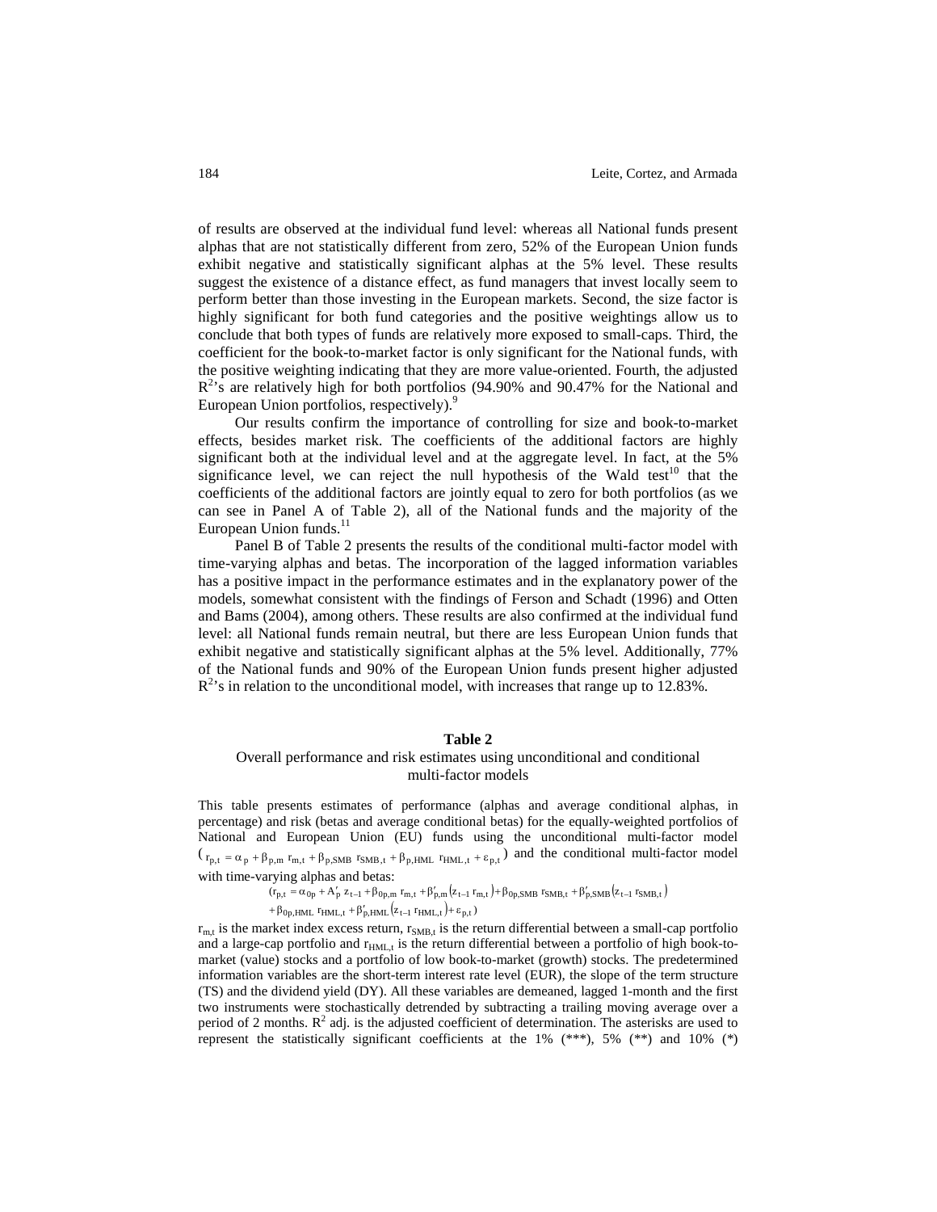of results are observed at the individual fund level: whereas all National funds present alphas that are not statistically different from zero, 52% of the European Union funds exhibit negative and statistically significant alphas at the 5% level. These results suggest the existence of a distance effect, as fund managers that invest locally seem to perform better than those investing in the European markets. Second, the size factor is highly significant for both fund categories and the positive weightings allow us to conclude that both types of funds are relatively more exposed to small-caps. Third, the coefficient for the book-to-market factor is only significant for the National funds, with the positive weighting indicating that they are more value-oriented. Fourth, the adjusted $R^2$'s are relatively high for both portfolios (94.90% and 90.47% for the National and European Union portfolios, respectively).[9]

Our results confirm the importance of controlling for size and book-to-market effects, besides market risk. The coefficients of the additional factors are highly significant both at the individual level and at the aggregate level. In fact, at the 5% significance level, we can reject the null hypothesis of the Wald test[10] that the coefficients of the additional factors are jointly equal to zero for both portfolios (as we can see in Panel A of Table 2), all of the National funds and the majority of the European Union funds.[11]

Panel B of Table 2 presents the results of the conditional multi-factor model with time-varying alphas and betas. The incorporation of the lagged information variables has a positive impact in the performance estimates and in the explanatory power of the models, somewhat consistent with the findings of Ferson and Schadt (1996) and Otten and Bams (2004), among others. These results are also confirmed at the individual fund level: all National funds remain neutral, but there are less European Union funds that exhibit negative and statistically significant alphas at the 5% level. Additionally, 77% of the National funds and 90% of the European Union funds present higher adjusted $R^2$'s in relation to the unconditional model, with increases that range up to 12.83%.

**Table 2**

Overall performance and risk estimates using unconditional and conditional multi-factor models

This table presents estimates of performance (alphas and average conditional alphas, in percentage) and risk (betas and average conditional betas) for the equally-weighted portfolios of National and European Union (EU) funds using the unconditional multi-factor model ($r_{p,t} = \alpha_p + \beta_{p,m}\, r_{m,t} + \beta_{p,SMB}\, r_{SMB,t} + \beta_{p,HML}\, r_{HML,t} + \varepsilon_{p,t}$) and the conditional multi-factor model with time-varying alphas and betas:

$$(r_{p,t} = \alpha_{0p} + A'_p\, z_{t-1} + \beta_{0p,m}\, r_{m,t} + \beta'_{p,m}(z_{t-1}\, r_{m,t}) + \beta_{0p,SMB}\, r_{SMB,t} + \beta'_{p,SMB}(z_{t-1}\, r_{SMB,t})$$
$$+ \beta_{0p,HML}\, r_{HML,t} + \beta'_{p,HML}(z_{t-1}\, r_{HML,t}) + \varepsilon_{p,t})$$

$r_{m,t}$ is the market index excess return, $r_{SMB,t}$ is the return differential between a small-cap portfolio and a large-cap portfolio and $r_{HML,t}$ is the return differential between a portfolio of high book-to-market (value) stocks and a portfolio of low book-to-market (growth) stocks. The predetermined information variables are the short-term interest rate level (EUR), the slope of the term structure (TS) and the dividend yield (DY). All these variables are demeaned, lagged 1-month and the first two instruments were stochastically detrended by subtracting a trailing moving average over a period of 2 months. $R^2$ adj. is the adjusted coefficient of determination. The asterisks are used to represent the statistically significant coefficients at the 1% (***), 5% (**) and 10% (*)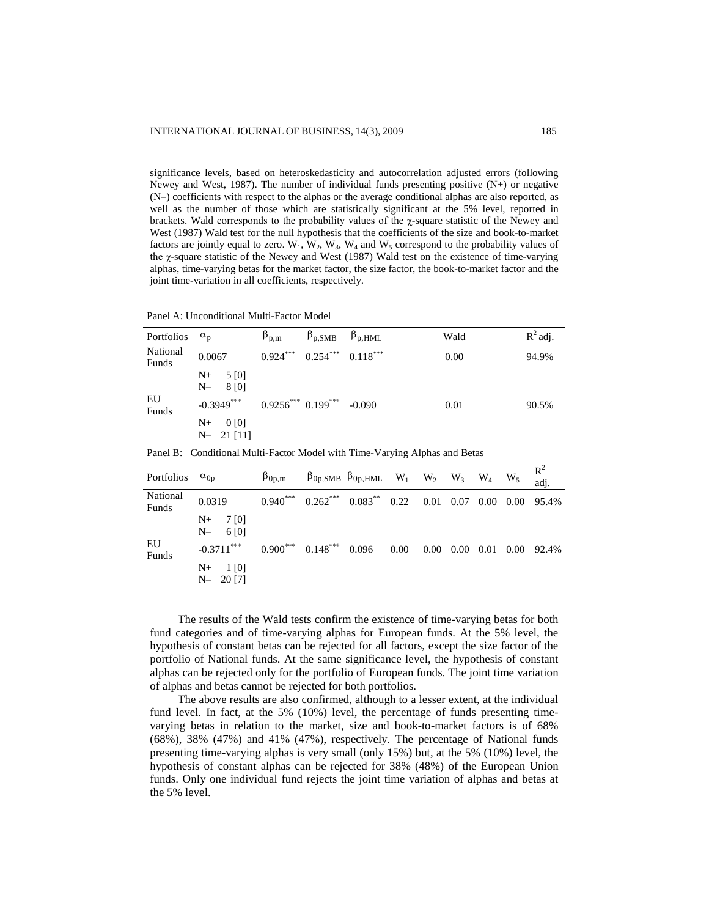significance levels, based on heteroskedasticity and autocorrelation adjusted errors (following Newey and West, 1987). The number of individual funds presenting positive (N+) or negative (N–) coefficients with respect to the alphas or the average conditional alphas are also reported, as well as the number of those which are statistically significant at the 5% level, reported in brackets. Wald corresponds to the probability values of the χ-square statistic of the Newey and West (1987) Wald test for the null hypothesis that the coefficients of the size and book-to-market factors are jointly equal to zero. $W_1$, $W_2$, $W_3$, $W_4$ and $W_5$ correspond to the probability values of the χ-square statistic of the Newey and West (1987) Wald test on the existence of time-varying alphas, time-varying betas for the market factor, the size factor, the book-to-market factor and the joint time-variation in all coefficients, respectively.

Panel A: Unconditional Multi-Factor Model

| Portfolios | $\alpha_p$ | $\beta_{p,m}$ | $\beta_{p,SMB}$ | $\beta_{p,HML}$ | Wald | $R^2$ adj. |
|---|---|---|---|---|---|---|
| National Funds | 0.0067 | $0.924^{***}$ | $0.254^{***}$ | $0.118^{***}$ | 0.00 | 94.9% |
| | N+ 5 [0]<br>N– 8 [0] | | | | | |
| EU Funds | $-0.3949^{***}$ | $0.9256^{***}$ | $0.199^{***}$ | -0.090 | 0.01 | 90.5% |
| | N+ 0 [0]<br>N– 21 [11] | | | | | |

Panel B: Conditional Multi-Factor Model with Time-Varying Alphas and Betas

| Portfolios | $\alpha_{0p}$ | $\beta_{0p,m}$ | $\beta_{0p,SMB}$ | $\beta_{0p,HML}$ | $W_1$ | $W_2$ | $W_3$ | $W_4$ | $W_5$ | $R^2$ adj. |
|---|---|---|---|---|---|---|---|---|---|---|
| National Funds | 0.0319 | $0.940^{***}$ | $0.262^{***}$ | $0.083^{**}$ | 0.22 | 0.01 | 0.07 | 0.00 | 0.00 | 95.4% |
| | N+ 7 [0]<br>N– 6 [0] | | | | | | | | | |
| EU Funds | $-0.3711^{***}$ | $0.900^{***}$ | $0.148^{***}$ | 0.096 | 0.00 | 0.00 | 0.00 | 0.01 | 0.00 | 92.4% |
| | N+ 1 [0]<br>N– 20 [7] | | | | | | | | | |

The results of the Wald tests confirm the existence of time-varying betas for both fund categories and of time-varying alphas for European funds. At the 5% level, the hypothesis of constant betas can be rejected for all factors, except the size factor of the portfolio of National funds. At the same significance level, the hypothesis of constant alphas can be rejected only for the portfolio of European funds. The joint time variation of alphas and betas cannot be rejected for both portfolios.

The above results are also confirmed, although to a lesser extent, at the individual fund level. In fact, at the 5% (10%) level, the percentage of funds presenting time-varying betas in relation to the market, size and book-to-market factors is of 68% (68%), 38% (47%) and 41% (47%), respectively. The percentage of National funds presenting time-varying alphas is very small (only 15%) but, at the 5% (10%) level, the hypothesis of constant alphas can be rejected for 38% (48%) of the European Union funds. Only one individual fund rejects the joint time variation of alphas and betas at the 5% level.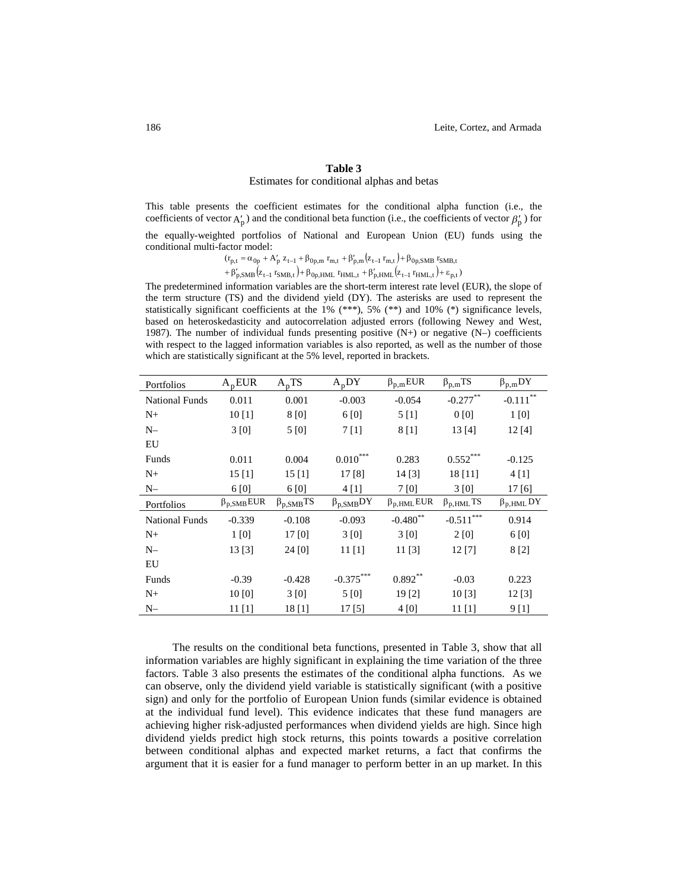**Table 3**

Estimates for conditional alphas and betas

This table presents the coefficient estimates for the conditional alpha function (i.e., the coefficients of vector $A'_p$) and the conditional beta function (i.e., the coefficients of vector $\beta'_p$) for the equally-weighted portfolios of National and European Union (EU) funds using the conditional multi-factor model:

$$(r_{p,t} = \alpha_{0p} + A'_p\, z_{t-1} + \beta_{0p,m}\, r_{m,t} + \beta'_{p,m}\left(z_{t-1}\, r_{m,t}\right) + \beta_{0p,SMB}\, r_{SMB,t} + \beta'_{p,SMB}\left(z_{t-1}\, r_{SMB,t}\right) + \beta_{0p,HML}\, r_{HML,t} + \beta'_{p,HML}\left(z_{t-1}\, r_{HML,t}\right) + \varepsilon_{p,t})$$

The predetermined information variables are the short-term interest rate level (EUR), the slope of the term structure (TS) and the dividend yield (DY). The asterisks are used to represent the statistically significant coefficients at the 1% (***), 5% (**) and 10% (*) significance levels, based on heteroskedasticity and autocorrelation adjusted errors (following Newey and West, 1987). The number of individual funds presenting positive (N+) or negative (N–) coefficients with respect to the lagged information variables is also reported, as well as the number of those which are statistically significant at the 5% level, reported in brackets.

| Portfolios | $A_p$EUR | $A_p$TS | $A_p$DY | $\beta_{p,m}$EUR | $\beta_{p,m}$TS | $\beta_{p,m}$DY |
|---|---|---|---|---|---|---|
| National Funds | 0.011 | 0.001 | -0.003 | -0.054 | -0.277** | -0.111** |
| N+ | 10 [1] | 8 [0] | 6 [0] | 5 [1] | 0 [0] | 1 [0] |
| N– | 3 [0] | 5 [0] | 7 [1] | 8 [1] | 13 [4] | 12 [4] |
| EU Funds | 0.011 | 0.004 | 0.010*** | 0.283 | 0.552*** | -0.125 |
| N+ | 15 [1] | 15 [1] | 17 [8] | 14 [3] | 18 [11] | 4 [1] |
| N– | 6 [0] | 6 [0] | 4 [1] | 7 [0] | 3 [0] | 17 [6] |
| **Portfolios** | $\beta_{p,SMB}$EUR | $\beta_{p,SMB}$TS | $\beta_{p,SMB}$DY | $\beta_{p,HML}$EUR | $\beta_{p,HML}$TS | $\beta_{p,HML}$DY |
| National Funds | -0.339 | -0.108 | -0.093 | -0.480** | -0.511*** | 0.914 |
| N+ | 1 [0] | 17 [0] | 3 [0] | 3 [0] | 2 [0] | 6 [0] |
| N– | 13 [3] | 24 [0] | 11 [1] | 11 [3] | 12 [7] | 8 [2] |
| EU Funds | -0.39 | -0.428 | -0.375*** | 0.892** | -0.03 | 0.223 |
| N+ | 10 [0] | 3 [0] | 5 [0] | 19 [2] | 10 [3] | 12 [3] |
| N– | 11 [1] | 18 [1] | 17 [5] | 4 [0] | 11 [1] | 9 [1] |

The results on the conditional beta functions, presented in Table 3, show that all information variables are highly significant in explaining the time variation of the three factors. Table 3 also presents the estimates of the conditional alpha functions. As we can observe, only the dividend yield variable is statistically significant (with a positive sign) and only for the portfolio of European Union funds (similar evidence is obtained at the individual fund level). This evidence indicates that these fund managers are achieving higher risk-adjusted performances when dividend yields are high. Since high dividend yields predict high stock returns, this points towards a positive correlation between conditional alphas and expected market returns, a fact that confirms the argument that it is easier for a fund manager to perform better in an up market. In this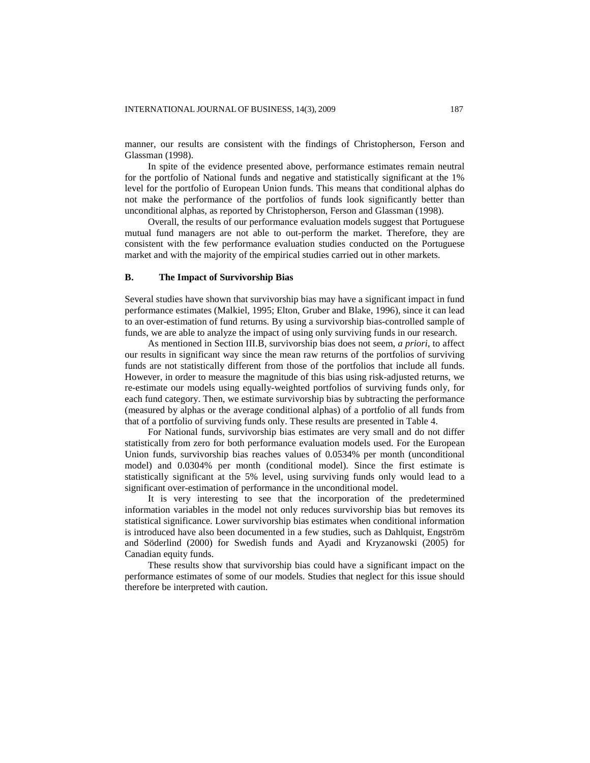manner, our results are consistent with the findings of Christopherson, Ferson and Glassman (1998).

In spite of the evidence presented above, performance estimates remain neutral for the portfolio of National funds and negative and statistically significant at the 1% level for the portfolio of European Union funds. This means that conditional alphas do not make the performance of the portfolios of funds look significantly better than unconditional alphas, as reported by Christopherson, Ferson and Glassman (1998).

Overall, the results of our performance evaluation models suggest that Portuguese mutual fund managers are not able to out-perform the market. Therefore, they are consistent with the few performance evaluation studies conducted on the Portuguese market and with the majority of the empirical studies carried out in other markets.

## B. The Impact of Survivorship Bias

Several studies have shown that survivorship bias may have a significant impact in fund performance estimates (Malkiel, 1995; Elton, Gruber and Blake, 1996), since it can lead to an over-estimation of fund returns. By using a survivorship bias-controlled sample of funds, we are able to analyze the impact of using only surviving funds in our research.

As mentioned in Section III.B, survivorship bias does not seem, *a priori*, to affect our results in significant way since the mean raw returns of the portfolios of surviving funds are not statistically different from those of the portfolios that include all funds. However, in order to measure the magnitude of this bias using risk-adjusted returns, we re-estimate our models using equally-weighted portfolios of surviving funds only, for each fund category. Then, we estimate survivorship bias by subtracting the performance (measured by alphas or the average conditional alphas) of a portfolio of all funds from that of a portfolio of surviving funds only. These results are presented in Table 4.

For National funds, survivorship bias estimates are very small and do not differ statistically from zero for both performance evaluation models used. For the European Union funds, survivorship bias reaches values of 0.0534% per month (unconditional model) and 0.0304% per month (conditional model). Since the first estimate is statistically significant at the 5% level, using surviving funds only would lead to a significant over-estimation of performance in the unconditional model.

It is very interesting to see that the incorporation of the predetermined information variables in the model not only reduces survivorship bias but removes its statistical significance. Lower survivorship bias estimates when conditional information is introduced have also been documented in a few studies, such as Dahlquist, Engström and Söderlind (2000) for Swedish funds and Ayadi and Kryzanowski (2005) for Canadian equity funds.

These results show that survivorship bias could have a significant impact on the performance estimates of some of our models. Studies that neglect for this issue should therefore be interpreted with caution.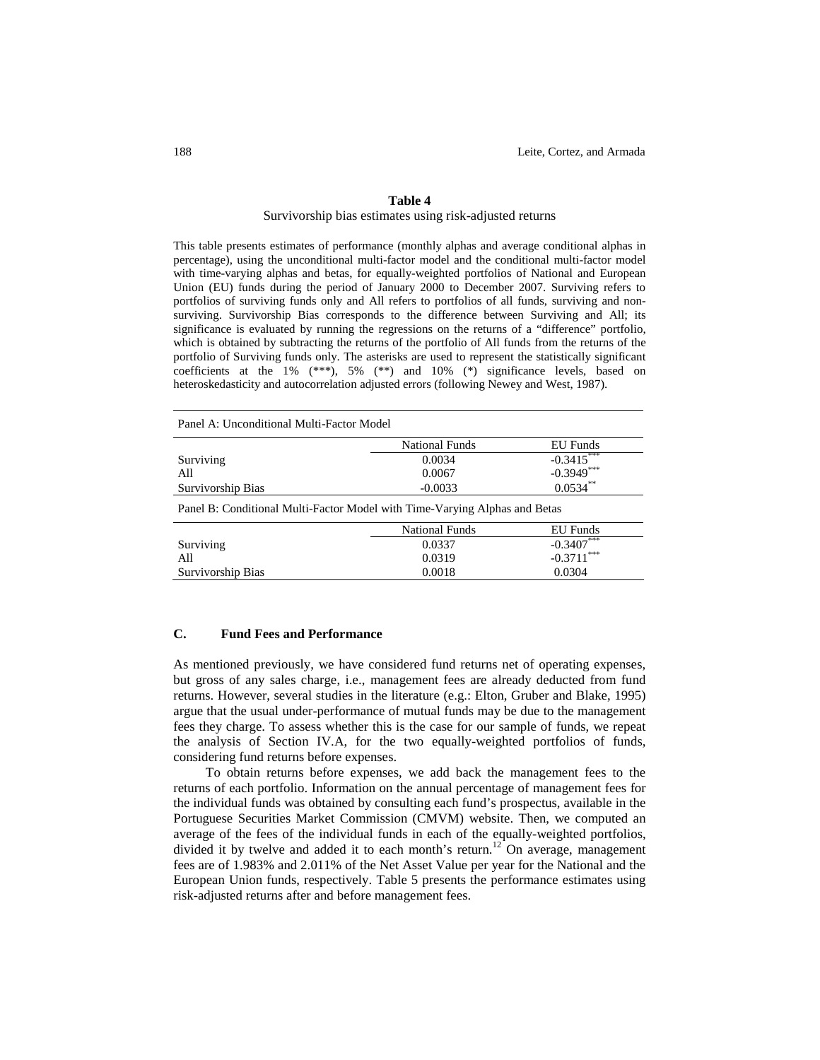**Table 4**

Survivorship bias estimates using risk-adjusted returns

This table presents estimates of performance (monthly alphas and average conditional alphas in percentage), using the unconditional multi-factor model and the conditional multi-factor model with time-varying alphas and betas, for equally-weighted portfolios of National and European Union (EU) funds during the period of January 2000 to December 2007. Surviving refers to portfolios of surviving funds only and All refers to portfolios of all funds, surviving and non-surviving. Survivorship Bias corresponds to the difference between Surviving and All; its significance is evaluated by running the regressions on the returns of a "difference" portfolio, which is obtained by subtracting the returns of the portfolio of All funds from the returns of the portfolio of Surviving funds only. The asterisks are used to represent the statistically significant coefficients at the 1% (***), 5% (**) and 10% (*) significance levels, based on heteroskedasticity and autocorrelation adjusted errors (following Newey and West, 1987).

| Panel A: Unconditional Multi-Factor Model | | |
|---|---|---|
| | National Funds | EU Funds |
| Surviving | 0.0034 | -0.3415*** |
| All | 0.0067 | -0.3949*** |
| Survivorship Bias | -0.0033 | 0.0534** |
| **Panel B: Conditional Multi-Factor Model with Time-Varying Alphas and Betas** | | |
| | National Funds | EU Funds |
| Surviving | 0.0337 | -0.3407*** |
| All | 0.0319 | -0.3711*** |
| Survivorship Bias | 0.0018 | 0.0304 |

### C. Fund Fees and Performance

As mentioned previously, we have considered fund returns net of operating expenses, but gross of any sales charge, i.e., management fees are already deducted from fund returns. However, several studies in the literature (e.g.: Elton, Gruber and Blake, 1995) argue that the usual under-performance of mutual funds may be due to the management fees they charge. To assess whether this is the case for our sample of funds, we repeat the analysis of Section IV.A, for the two equally-weighted portfolios of funds, considering fund returns before expenses.

To obtain returns before expenses, we add back the management fees to the returns of each portfolio. Information on the annual percentage of management fees for the individual funds was obtained by consulting each fund's prospectus, available in the Portuguese Securities Market Commission (CMVM) website. Then, we computed an average of the fees of the individual funds in each of the equally-weighted portfolios, divided it by twelve and added it to each month's return.[12] On average, management fees are of 1.983% and 2.011% of the Net Asset Value per year for the National and the European Union funds, respectively. Table 5 presents the performance estimates using risk-adjusted returns after and before management fees.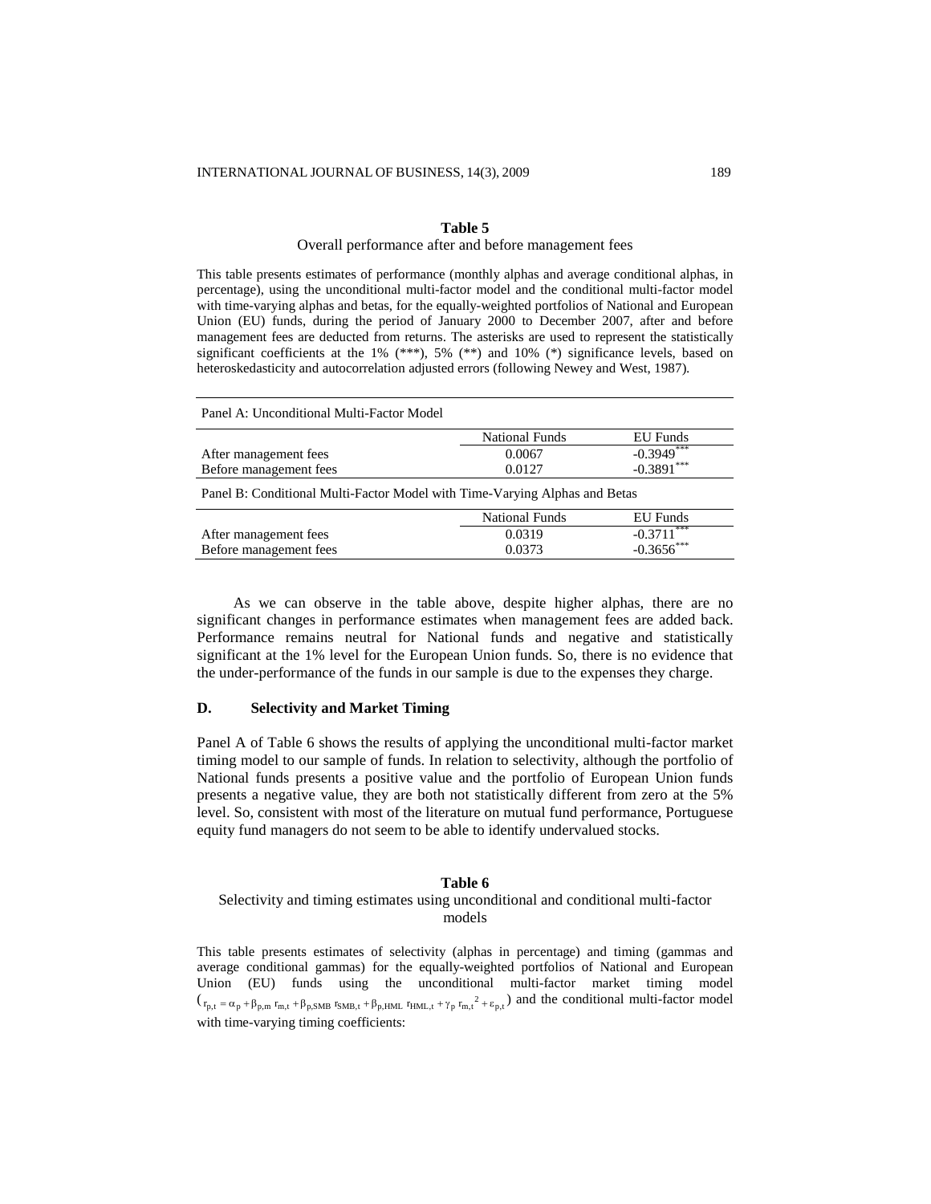**Table 5**

Overall performance after and before management fees

This table presents estimates of performance (monthly alphas and average conditional alphas, in percentage), using the unconditional multi-factor model and the conditional multi-factor model with time-varying alphas and betas, for the equally-weighted portfolios of National and European Union (EU) funds, during the period of January 2000 to December 2007, after and before management fees are deducted from returns. The asterisks are used to represent the statistically significant coefficients at the 1% (***), 5% (**) and 10% (*) significance levels, based on heteroskedasticity and autocorrelation adjusted errors (following Newey and West, 1987).

| Panel A: Unconditional Multi-Factor Model | | |
|---|---|---|
| | National Funds | EU Funds |
| After management fees | 0.0067 | -0.3949*** |
| Before management fees | 0.0127 | -0.3891*** |
| **Panel B: Conditional Multi-Factor Model with Time-Varying Alphas and Betas** | | |
| | National Funds | EU Funds |
| After management fees | 0.0319 | -0.3711*** |
| Before management fees | 0.0373 | -0.3656*** |

As we can observe in the table above, despite higher alphas, there are no significant changes in performance estimates when management fees are added back. Performance remains neutral for National funds and negative and statistically significant at the 1% level for the European Union funds. So, there is no evidence that the under-performance of the funds in our sample is due to the expenses they charge.

## D. Selectivity and Market Timing

Panel A of Table 6 shows the results of applying the unconditional multi-factor market timing model to our sample of funds. In relation to selectivity, although the portfolio of National funds presents a positive value and the portfolio of European Union funds presents a negative value, they are both not statistically different from zero at the 5% level. So, consistent with most of the literature on mutual fund performance, Portuguese equity fund managers do not seem to be able to identify undervalued stocks.

**Table 6**

Selectivity and timing estimates using unconditional and conditional multi-factor models

This table presents estimates of selectivity (alphas in percentage) and timing (gammas and average conditional gammas) for the equally-weighted portfolios of National and European Union (EU) funds using the unconditional multi-factor market timing model ($r_{p,t} = \alpha_p + \beta_{p,m}\, r_{m,t} + \beta_{p,SMB}\, r_{SMB,t} + \beta_{p,HML}\, r_{HML,t} + \gamma_p\, r_{m,t}^2 + \varepsilon_{p,t}$) and the conditional multi-factor model with time-varying timing coefficients: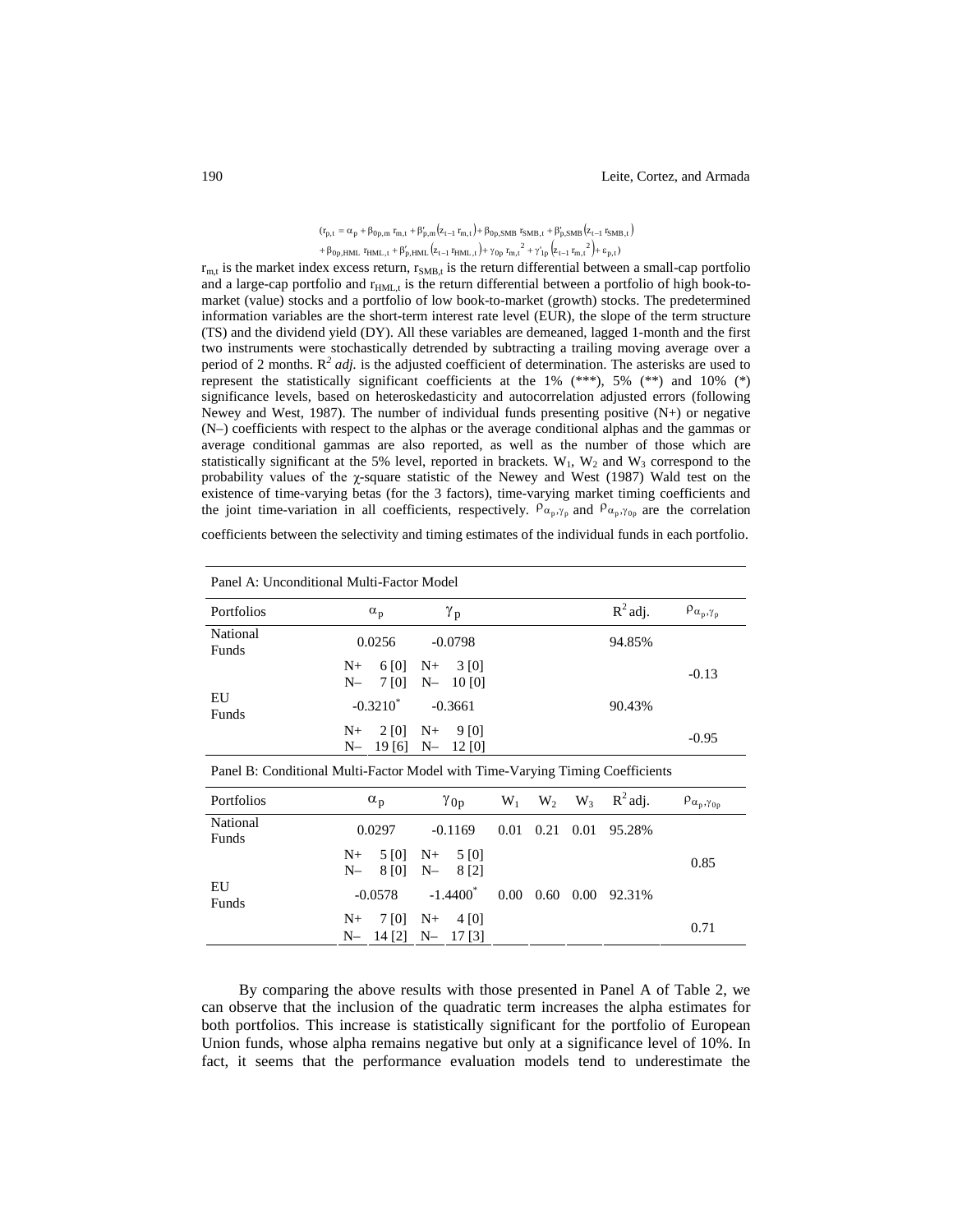$$(r_{p,t} = \alpha_p + \beta_{0p,m}\, r_{m,t} + \beta'_{p,m}(z_{t-1}\, r_{m,t}) + \beta_{0p,SMB}\, r_{SMB,t} + \beta'_{p,SMB}(z_{t-1}\, r_{SMB,t})$$
$$+ \beta_{0p,HML}\, r_{HML,t} + \beta'_{p,HML}(z_{t-1}\, r_{HML,t}) + \gamma_{0p}\, r_{m,t}^{\;2} + \gamma'_{1p}(z_{t-1}\, r_{m,t}^{\;2}) + \varepsilon_{p,t})$$

$r_{m,t}$ is the market index excess return, $r_{SMB,t}$ is the return differential between a small-cap portfolio and a large-cap portfolio and $r_{HML,t}$ is the return differential between a portfolio of high book-to-market (value) stocks and a portfolio of low book-to-market (growth) stocks. The predetermined information variables are the short-term interest rate level (EUR), the slope of the term structure (TS) and the dividend yield (DY). All these variables are demeaned, lagged 1-month and the first two instruments were stochastically detrended by subtracting a trailing moving average over a period of 2 months. $R^2$ *adj.* is the adjusted coefficient of determination. The asterisks are used to represent the statistically significant coefficients at the 1% (***), 5% (**) and 10% (*) significance levels, based on heteroskedasticity and autocorrelation adjusted errors (following Newey and West, 1987). The number of individual funds presenting positive (N+) or negative (N–) coefficients with respect to the alphas or the average conditional alphas and the gammas or average conditional gammas are also reported, as well as the number of those which are statistically significant at the 5% level, reported in brackets. $W_1$, $W_2$ and $W_3$ correspond to the probability values of the $\chi$-square statistic of the Newey and West (1987) Wald test on the existence of time-varying betas (for the 3 factors), time-varying market timing coefficients and the joint time-variation in all coefficients, respectively. $\rho_{\alpha_p,\gamma_p}$ and $\rho_{\alpha_p,\gamma_{0p}}$ are the correlation coefficients between the selectivity and timing estimates of the individual funds in each portfolio.

Panel A: Unconditional Multi-Factor Model

| Portfolios | $\alpha_p$ | $\gamma_p$ | $R^2$ adj. | $\rho_{\alpha_p,\gamma_p}$ |
|---|---|---|---|---|
| National Funds | 0.0256 | -0.0798 | 94.85% | |
| | N+ 6 [0]<br>N– 7 [0] | N+ 3 [0]<br>N– 10 [0] | | -0.13 |
| EU Funds | -0.3210* | -0.3661 | 90.43% | |
| | N+ 2 [0]<br>N– 19 [6] | N+ 9 [0]<br>N– 12 [0] | | -0.95 |

Panel B: Conditional Multi-Factor Model with Time-Varying Timing Coefficients

| Portfolios | $\alpha_p$ | $\gamma_{0p}$ | $W_1$ | $W_2$ | $W_3$ | $R^2$ adj. | $\rho_{\alpha_p,\gamma_{0p}}$ |
|---|---|---|---|---|---|---|---|
| National Funds | 0.0297 | -0.1169 | 0.01 | 0.21 | 0.01 | 95.28% | |
| | N+ 5 [0]<br>N– 8 [0] | N+ 5 [0]<br>N– 8 [2] | | | | | 0.85 |
| EU Funds | -0.0578 | -1.4400* | 0.00 | 0.60 | 0.00 | 92.31% | |
| | N+ 7 [0]<br>N– 14 [2] | N+ 4 [0]<br>N– 17 [3] | | | | | 0.71 |

By comparing the above results with those presented in Panel A of Table 2, we can observe that the inclusion of the quadratic term increases the alpha estimates for both portfolios. This increase is statistically significant for the portfolio of European Union funds, whose alpha remains negative but only at a significance level of 10%. In fact, it seems that the performance evaluation models tend to underestimate the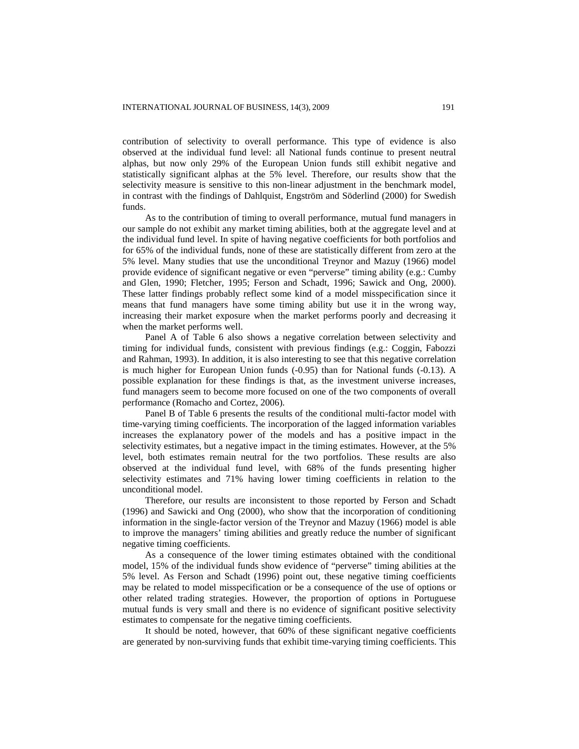contribution of selectivity to overall performance. This type of evidence is also observed at the individual fund level: all National funds continue to present neutral alphas, but now only 29% of the European Union funds still exhibit negative and statistically significant alphas at the 5% level. Therefore, our results show that the selectivity measure is sensitive to this non-linear adjustment in the benchmark model, in contrast with the findings of Dahlquist, Engström and Söderlind (2000) for Swedish funds.

As to the contribution of timing to overall performance, mutual fund managers in our sample do not exhibit any market timing abilities, both at the aggregate level and at the individual fund level. In spite of having negative coefficients for both portfolios and for 65% of the individual funds, none of these are statistically different from zero at the 5% level. Many studies that use the unconditional Treynor and Mazuy (1966) model provide evidence of significant negative or even "perverse" timing ability (e.g.: Cumby and Glen, 1990; Fletcher, 1995; Ferson and Schadt, 1996; Sawick and Ong, 2000). These latter findings probably reflect some kind of a model misspecification since it means that fund managers have some timing ability but use it in the wrong way, increasing their market exposure when the market performs poorly and decreasing it when the market performs well.

Panel A of Table 6 also shows a negative correlation between selectivity and timing for individual funds, consistent with previous findings (e.g.: Coggin, Fabozzi and Rahman, 1993). In addition, it is also interesting to see that this negative correlation is much higher for European Union funds (-0.95) than for National funds (-0.13). A possible explanation for these findings is that, as the investment universe increases, fund managers seem to become more focused on one of the two components of overall performance (Romacho and Cortez, 2006).

Panel B of Table 6 presents the results of the conditional multi-factor model with time-varying timing coefficients. The incorporation of the lagged information variables increases the explanatory power of the models and has a positive impact in the selectivity estimates, but a negative impact in the timing estimates. However, at the 5% level, both estimates remain neutral for the two portfolios. These results are also observed at the individual fund level, with 68% of the funds presenting higher selectivity estimates and 71% having lower timing coefficients in relation to the unconditional model.

Therefore, our results are inconsistent to those reported by Ferson and Schadt (1996) and Sawicki and Ong (2000), who show that the incorporation of conditioning information in the single-factor version of the Treynor and Mazuy (1966) model is able to improve the managers' timing abilities and greatly reduce the number of significant negative timing coefficients.

As a consequence of the lower timing estimates obtained with the conditional model, 15% of the individual funds show evidence of "perverse" timing abilities at the 5% level. As Ferson and Schadt (1996) point out, these negative timing coefficients may be related to model misspecification or be a consequence of the use of options or other related trading strategies. However, the proportion of options in Portuguese mutual funds is very small and there is no evidence of significant positive selectivity estimates to compensate for the negative timing coefficients.

It should be noted, however, that 60% of these significant negative coefficients are generated by non-surviving funds that exhibit time-varying timing coefficients. This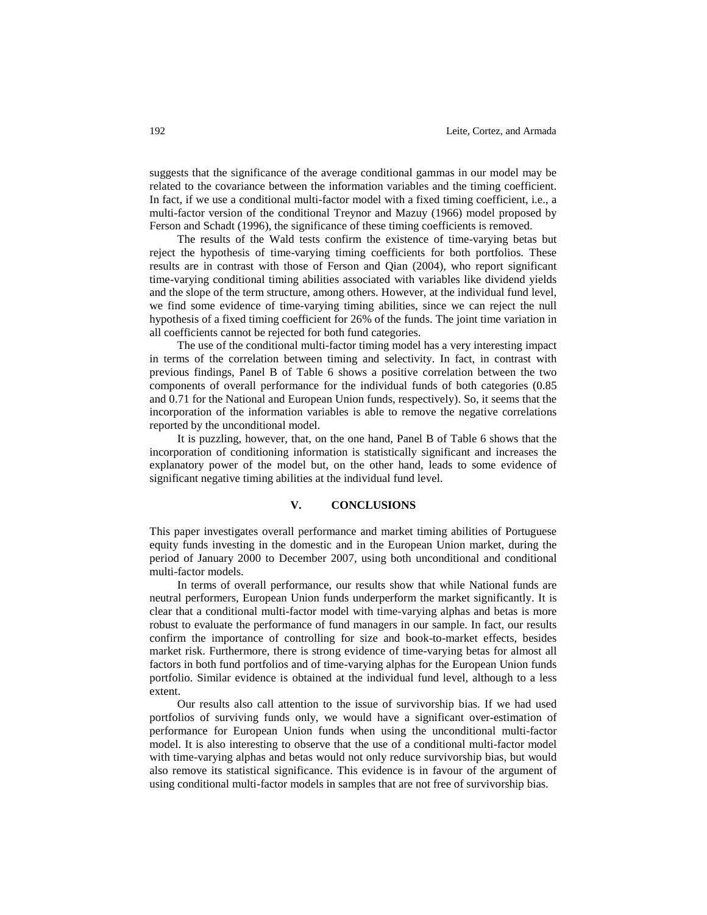suggests that the significance of the average conditional gammas in our model may be related to the covariance between the information variables and the timing coefficient. In fact, if we use a conditional multi-factor model with a fixed timing coefficient, i.e., a multi-factor version of the conditional Treynor and Mazuy (1966) model proposed by Ferson and Schadt (1996), the significance of these timing coefficients is removed.

The results of the Wald tests confirm the existence of time-varying betas but reject the hypothesis of time-varying timing coefficients for both portfolios. These results are in contrast with those of Ferson and Qian (2004), who report significant time-varying conditional timing abilities associated with variables like dividend yields and the slope of the term structure, among others. However, at the individual fund level, we find some evidence of time-varying timing abilities, since we can reject the null hypothesis of a fixed timing coefficient for 26% of the funds. The joint time variation in all coefficients cannot be rejected for both fund categories.

The use of the conditional multi-factor timing model has a very interesting impact in terms of the correlation between timing and selectivity. In fact, in contrast with previous findings, Panel B of Table 6 shows a positive correlation between the two components of overall performance for the individual funds of both categories (0.85 and 0.71 for the National and European Union funds, respectively). So, it seems that the incorporation of the information variables is able to remove the negative correlations reported by the unconditional model.

It is puzzling, however, that, on the one hand, Panel B of Table 6 shows that the incorporation of conditioning information is statistically significant and increases the explanatory power of the model but, on the other hand, leads to some evidence of significant negative timing abilities at the individual fund level.

## V. CONCLUSIONS

This paper investigates overall performance and market timing abilities of Portuguese equity funds investing in the domestic and in the European Union market, during the period of January 2000 to December 2007, using both unconditional and conditional multi-factor models.

In terms of overall performance, our results show that while National funds are neutral performers, European Union funds underperform the market significantly. It is clear that a conditional multi-factor model with time-varying alphas and betas is more robust to evaluate the performance of fund managers in our sample. In fact, our results confirm the importance of controlling for size and book-to-market effects, besides market risk. Furthermore, there is strong evidence of time-varying betas for almost all factors in both fund portfolios and of time-varying alphas for the European Union funds portfolio. Similar evidence is obtained at the individual fund level, although to a less extent.

Our results also call attention to the issue of survivorship bias. If we had used portfolios of surviving funds only, we would have a significant over-estimation of performance for European Union funds when using the unconditional multi-factor model. It is also interesting to observe that the use of a conditional multi-factor model with time-varying alphas and betas would not only reduce survivorship bias, but would also remove its statistical significance. This evidence is in favour of the argument of using conditional multi-factor models in samples that are not free of survivorship bias.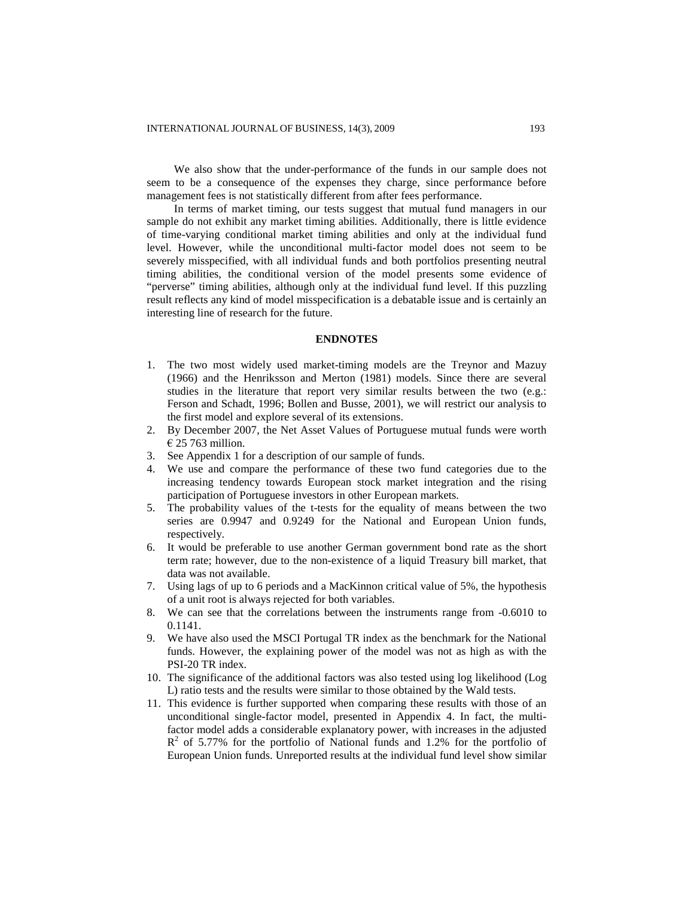We also show that the under-performance of the funds in our sample does not seem to be a consequence of the expenses they charge, since performance before management fees is not statistically different from after fees performance.

In terms of market timing, our tests suggest that mutual fund managers in our sample do not exhibit any market timing abilities. Additionally, there is little evidence of time-varying conditional market timing abilities and only at the individual fund level. However, while the unconditional multi-factor model does not seem to be severely misspecified, with all individual funds and both portfolios presenting neutral timing abilities, the conditional version of the model presents some evidence of "perverse" timing abilities, although only at the individual fund level. If this puzzling result reflects any kind of model misspecification is a debatable issue and is certainly an interesting line of research for the future.

## ENDNOTES

1. The two most widely used market-timing models are the Treynor and Mazuy (1966) and the Henriksson and Merton (1981) models. Since there are several studies in the literature that report very similar results between the two (e.g.: Ferson and Schadt, 1996; Bollen and Busse, 2001), we will restrict our analysis to the first model and explore several of its extensions.
2. By December 2007, the Net Asset Values of Portuguese mutual funds were worth € 25 763 million.
3. See Appendix 1 for a description of our sample of funds.
4. We use and compare the performance of these two fund categories due to the increasing tendency towards European stock market integration and the rising participation of Portuguese investors in other European markets.
5. The probability values of the t-tests for the equality of means between the two series are 0.9947 and 0.9249 for the National and European Union funds, respectively.
6. It would be preferable to use another German government bond rate as the short term rate; however, due to the non-existence of a liquid Treasury bill market, that data was not available.
7. Using lags of up to 6 periods and a MacKinnon critical value of 5%, the hypothesis of a unit root is always rejected for both variables.
8. We can see that the correlations between the instruments range from -0.6010 to 0.1141.
9. We have also used the MSCI Portugal TR index as the benchmark for the National funds. However, the explaining power of the model was not as high as with the PSI-20 TR index.
10. The significance of the additional factors was also tested using log likelihood (Log L) ratio tests and the results were similar to those obtained by the Wald tests.
11. This evidence is further supported when comparing these results with those of an unconditional single-factor model, presented in Appendix 4. In fact, the multi-factor model adds a considerable explanatory power, with increases in the adjusted $R^2$ of 5.77% for the portfolio of National funds and 1.2% for the portfolio of European Union funds. Unreported results at the individual fund level show similar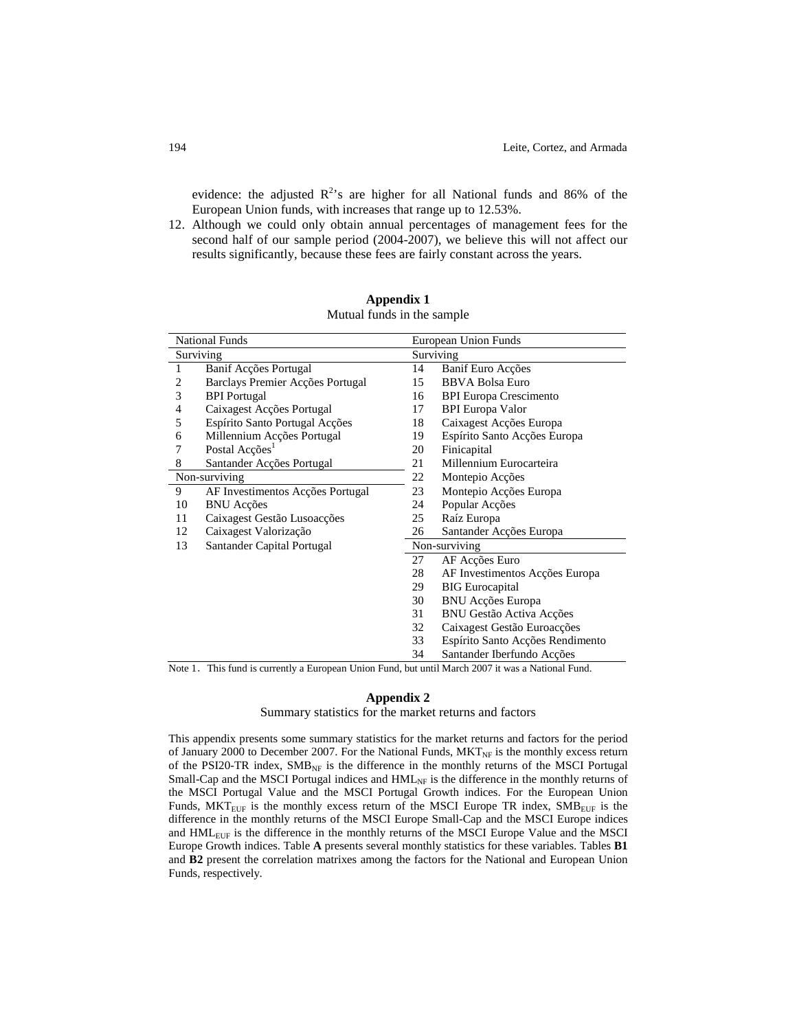evidence: the adjusted $R^2$'s are higher for all National funds and 86% of the European Union funds, with increases that range up to 12.53%.

12. Although we could only obtain annual percentages of management fees for the second half of our sample period (2004-2007), we believe this will not affect our results significantly, because these fees are fairly constant across the years.

## Appendix 1

Mutual funds in the sample

| National Funds | | European Union Funds | |
|---|---|---|---|
| Surviving | | Surviving | |
| 1 | Banif Acções Portugal | 14 | Banif Euro Acções |
| 2 | Barclays Premier Acções Portugal | 15 | BBVA Bolsa Euro |
| 3 | BPI Portugal | 16 | BPI Europa Crescimento |
| 4 | Caixagest Acções Portugal | 17 | BPI Europa Valor |
| 5 | Espírito Santo Portugal Acções | 18 | Caixagest Acções Europa |
| 6 | Millennium Acções Portugal | 19 | Espírito Santo Acções Europa |
| 7 | Postal Acções[1] | 20 | Finicapital |
| 8 | Santander Acções Portugal | 21 | Millennium Eurocarteira |
| Non-surviving | | 22 | Montepio Acções |
| 9 | AF Investimentos Acções Portugal | 23 | Montepio Acções Europa |
| 10 | BNU Acções | 24 | Popular Acções |
| 11 | Caixagest Gestão Lusoacções | 25 | Raíz Europa |
| 12 | Caixagest Valorização | 26 | Santander Acções Europa |
| 13 | Santander Capital Portugal | Non-surviving | |
| | | 27 | AF Acções Euro |
| | | 28 | AF Investimentos Acções Europa |
| | | 29 | BIG Eurocapital |
| | | 30 | BNU Acções Europa |
| | | 31 | BNU Gestão Activa Acções |
| | | 32 | Caixagest Gestão Euroacções |
| | | 33 | Espírito Santo Acções Rendimento |
| | | 34 | Santander Iberfundo Acções |

Note 1. This fund is currently a European Union Fund, but until March 2007 it was a National Fund.

## Appendix 2

Summary statistics for the market returns and factors

This appendix presents some summary statistics for the market returns and factors for the period of January 2000 to December 2007. For the National Funds, $MKT_{NF}$ is the monthly excess return of the PSI20-TR index, $SMB_{NF}$ is the difference in the monthly returns of the MSCI Portugal Small-Cap and the MSCI Portugal indices and $HML_{NF}$ is the difference in the monthly returns of the MSCI Portugal Value and the MSCI Portugal Growth indices. For the European Union Funds, $MKT_{EUF}$ is the monthly excess return of the MSCI Europe TR index, $SMB_{EUF}$ is the difference in the monthly returns of the MSCI Europe Small-Cap and the MSCI Europe indices and $HML_{EUF}$ is the difference in the monthly returns of the MSCI Europe Value and the MSCI Europe Growth indices. Table **A** presents several monthly statistics for these variables. Tables **B1** and **B2** present the correlation matrixes among the factors for the National and European Union Funds, respectively.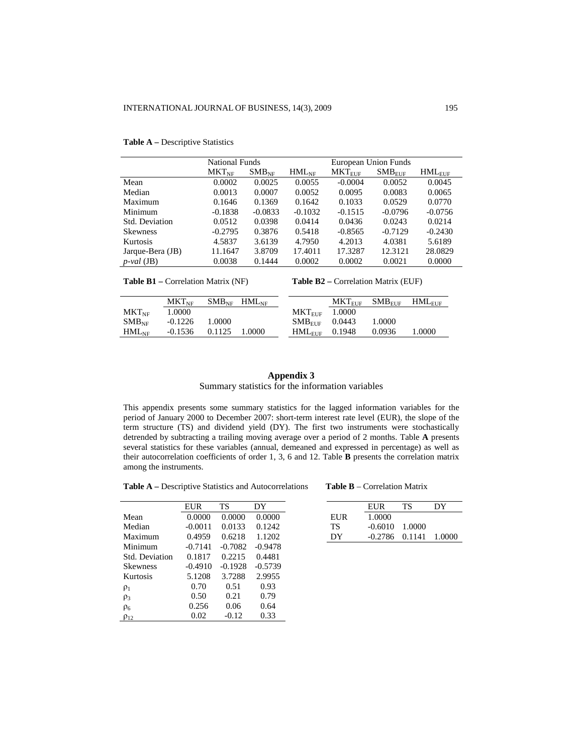**Table A –** Descriptive Statistics

| | National Funds | | | European Union Funds | | |
|---|---|---|---|---|---|---|
| | $MKT_{NF}$ | $SMB_{NF}$ | $HML_{NF}$ | $MKT_{EUF}$ | $SMB_{EUF}$ | $HML_{EUF}$ |
| Mean | 0.0002 | 0.0025 | 0.0055 | -0.0004 | 0.0052 | 0.0045 |
| Median | 0.0013 | 0.0007 | 0.0052 | 0.0095 | 0.0083 | 0.0065 |
| Maximum | 0.1646 | 0.1369 | 0.1642 | 0.1033 | 0.0529 | 0.0770 |
| Minimum | -0.1838 | -0.0833 | -0.1032 | -0.1515 | -0.0796 | -0.0756 |
| Std. Deviation | 0.0512 | 0.0398 | 0.0414 | 0.0436 | 0.0243 | 0.0214 |
| Skewness | -0.2795 | 0.3876 | 0.5418 | -0.8565 | -0.7129 | -0.2430 |
| Kurtosis | 4.5837 | 3.6139 | 4.7950 | 4.2013 | 4.0381 | 5.6189 |
| Jarque-Bera (JB) | 11.1647 | 3.8709 | 17.4011 | 17.3287 | 12.3121 | 28.0829 |
| *p-val* (JB) | 0.0038 | 0.1444 | 0.0002 | 0.0002 | 0.0021 | 0.0000 |

**Table B1 –** Correlation Matrix (NF)

| | $MKT_{NF}$ | $SMB_{NF}$ | $HML_{NF}$ |
|---|---|---|---|
| $MKT_{NF}$ | 1.0000 | | |
| $SMB_{NF}$ | -0.1226 | 1.0000 | |
| $HML_{NF}$ | -0.1536 | 0.1125 | 1.0000 |

**Table B2 –** Correlation Matrix (EUF)

| | $MKT_{EUF}$ | $SMB_{EUF}$ | $HML_{EUF}$ |
|---|---|---|---|
| $MKT_{EUF}$ | 1.0000 | | |
| $SMB_{EUF}$ | 0.0443 | 1.0000 | |
| $HML_{EUF}$ | 0.1948 | 0.0936 | 1.0000 |

## Appendix 3

### Summary statistics for the information variables

This appendix presents some summary statistics for the lagged information variables for the period of January 2000 to December 2007: short-term interest rate level (EUR), the slope of the term structure (TS) and dividend yield (DY). The first two instruments were stochastically detrended by subtracting a trailing moving average over a period of 2 months. Table **A** presents several statistics for these variables (annual, demeaned and expressed in percentage) as well as their autocorrelation coefficients of order 1, 3, 6 and 12. Table **B** presents the correlation matrix among the instruments.

**Table A –** Descriptive Statistics and Autocorrelations

| | EUR | TS | DY |
|---|---|---|---|
| Mean | 0.0000 | 0.0000 | 0.0000 |
| Median | -0.0011 | 0.0133 | 0.1242 |
| Maximum | 0.4959 | 0.6218 | 1.1202 |
| Minimum | -0.7141 | -0.7082 | -0.9478 |
| Std. Deviation | 0.1817 | 0.2215 | 0.4481 |
| Skewness | -0.4910 | -0.1928 | -0.5739 |
| Kurtosis | 5.1208 | 3.7288 | 2.9955 |
| $\rho_1$ | 0.70 | 0.51 | 0.93 |
| $\rho_3$ | 0.50 | 0.21 | 0.79 |
| $\rho_6$ | 0.256 | 0.06 | 0.64 |
| $\rho_{12}$ | 0.02 | -0.12 | 0.33 |

**Table B** – Correlation Matrix

| | EUR | TS | DY |
|---|---|---|---|
| EUR | 1.0000 | | |
| TS | -0.6010 | 1.0000 | |
| DY | -0.2786 | 0.1141 | 1.0000 |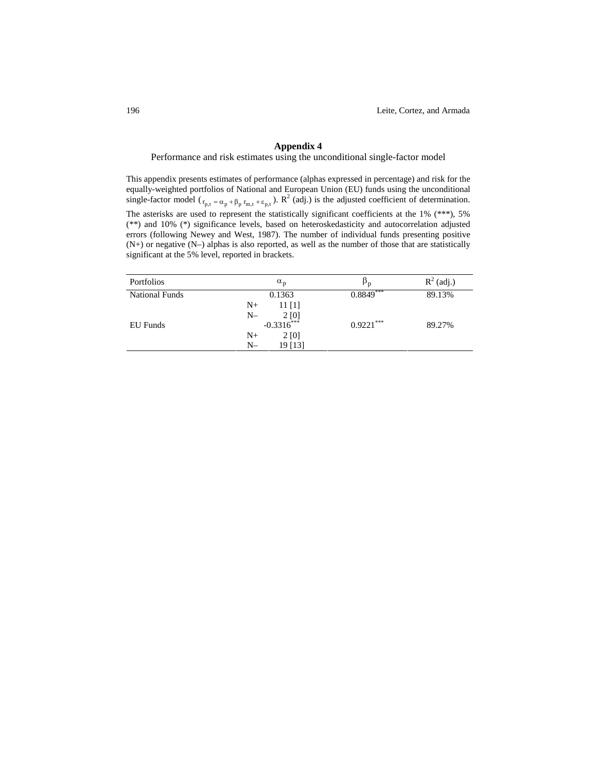## Appendix 4

Performance and risk estimates using the unconditional single-factor model

This appendix presents estimates of performance (alphas expressed in percentage) and risk for the equally-weighted portfolios of National and European Union (EU) funds using the unconditional single-factor model ($r_{p,t} = \alpha_p + \beta_p r_{m,t} + \varepsilon_{p,t}$). $R^2$ (adj.) is the adjusted coefficient of determination. The asterisks are used to represent the statistically significant coefficients at the 1% (***), 5% (**) and 10% (*) significance levels, based on heteroskedasticity and autocorrelation adjusted errors (following Newey and West, 1987). The number of individual funds presenting positive (N+) or negative (N–) alphas is also reported, as well as the number of those that are statistically significant at the 5% level, reported in brackets.

| Portfolios | | $\alpha_p$ | $\beta_p$ | $R^2$ (adj.) |
|---|---|---|---|---|
| National Funds | | 0.1363 | 0.8849*** | 89.13% |
| | N+ | 11 [1] | | |
| | N– | 2 [0] | | |
| EU Funds | | -0.3316*** | 0.9221*** | 89.27% |
| | N+ | 2 [0] | | |
| | N– | 19 [13] | | |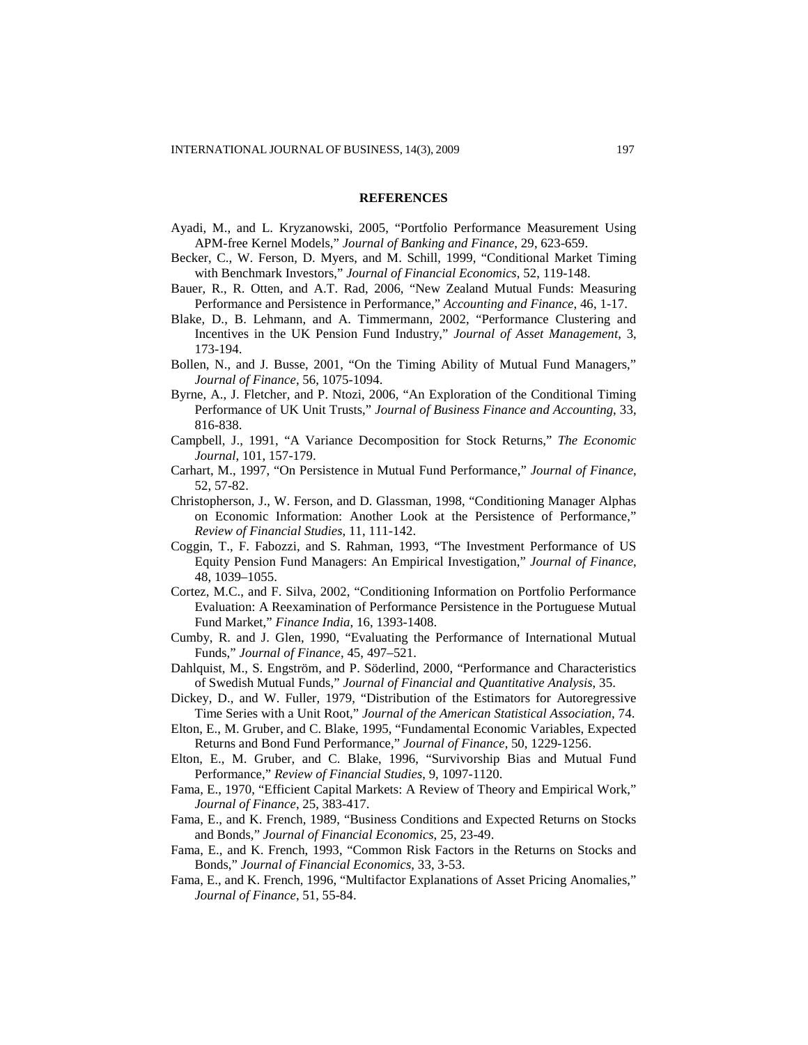## REFERENCES

Ayadi, M., and L. Kryzanowski, 2005, "Portfolio Performance Measurement Using APM-free Kernel Models," *Journal of Banking and Finance*, 29, 623-659.

Becker, C., W. Ferson, D. Myers, and M. Schill, 1999, "Conditional Market Timing with Benchmark Investors," *Journal of Financial Economics*, 52, 119-148.

Bauer, R., R. Otten, and A.T. Rad, 2006, "New Zealand Mutual Funds: Measuring Performance and Persistence in Performance," *Accounting and Finance*, 46, 1-17.

Blake, D., B. Lehmann, and A. Timmermann, 2002, "Performance Clustering and Incentives in the UK Pension Fund Industry," *Journal of Asset Management*, 3, 173-194.

Bollen, N., and J. Busse, 2001, "On the Timing Ability of Mutual Fund Managers," *Journal of Finance*, 56, 1075-1094.

Byrne, A., J. Fletcher, and P. Ntozi, 2006, "An Exploration of the Conditional Timing Performance of UK Unit Trusts," *Journal of Business Finance and Accounting*, 33, 816-838.

Campbell, J., 1991, "A Variance Decomposition for Stock Returns," *The Economic Journal*, 101, 157-179.

Carhart, M., 1997, "On Persistence in Mutual Fund Performance," *Journal of Finance*, 52, 57-82.

Christopherson, J., W. Ferson, and D. Glassman, 1998, "Conditioning Manager Alphas on Economic Information: Another Look at the Persistence of Performance," *Review of Financial Studies*, 11, 111-142.

Coggin, T., F. Fabozzi, and S. Rahman, 1993, "The Investment Performance of US Equity Pension Fund Managers: An Empirical Investigation," *Journal of Finance*, 48, 1039–1055.

Cortez, M.C., and F. Silva, 2002, "Conditioning Information on Portfolio Performance Evaluation: A Reexamination of Performance Persistence in the Portuguese Mutual Fund Market," *Finance India*, 16, 1393-1408.

Cumby, R. and J. Glen, 1990, "Evaluating the Performance of International Mutual Funds," *Journal of Finance*, 45, 497–521.

Dahlquist, M., S. Engström, and P. Söderlind, 2000, "Performance and Characteristics of Swedish Mutual Funds," *Journal of Financial and Quantitative Analysis*, 35.

Dickey, D., and W. Fuller, 1979, "Distribution of the Estimators for Autoregressive Time Series with a Unit Root," *Journal of the American Statistical Association*, 74.

Elton, E., M. Gruber, and C. Blake, 1995, "Fundamental Economic Variables, Expected Returns and Bond Fund Performance," *Journal of Finance*, 50, 1229-1256.

Elton, E., M. Gruber, and C. Blake, 1996, "Survivorship Bias and Mutual Fund Performance," *Review of Financial Studies*, 9, 1097-1120.

Fama, E., 1970, "Efficient Capital Markets: A Review of Theory and Empirical Work," *Journal of Finance*, 25, 383-417.

Fama, E., and K. French, 1989, "Business Conditions and Expected Returns on Stocks and Bonds," *Journal of Financial Economics*, 25, 23-49.

Fama, E., and K. French, 1993, "Common Risk Factors in the Returns on Stocks and Bonds," *Journal of Financial Economics*, 33, 3-53.

Fama, E., and K. French, 1996, "Multifactor Explanations of Asset Pricing Anomalies," *Journal of Finance*, 51, 55-84.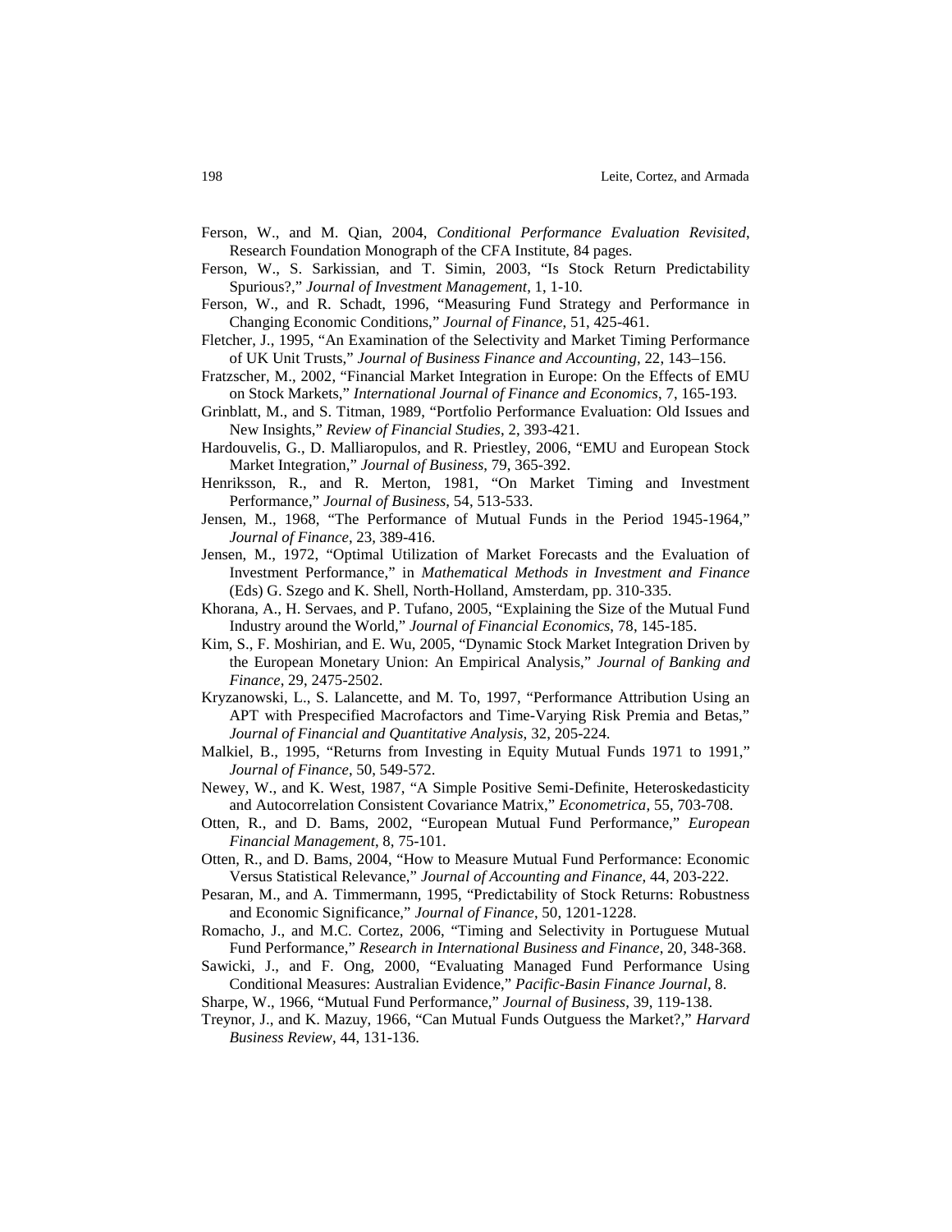Ferson, W., and M. Qian, 2004, *Conditional Performance Evaluation Revisited*, Research Foundation Monograph of the CFA Institute, 84 pages.

Ferson, W., S. Sarkissian, and T. Simin, 2003, "Is Stock Return Predictability Spurious?," *Journal of Investment Management*, 1, 1-10.

Ferson, W., and R. Schadt, 1996, "Measuring Fund Strategy and Performance in Changing Economic Conditions," *Journal of Finance*, 51, 425-461.

Fletcher, J., 1995, "An Examination of the Selectivity and Market Timing Performance of UK Unit Trusts," *Journal of Business Finance and Accounting*, 22, 143–156.

Fratzscher, M., 2002, "Financial Market Integration in Europe: On the Effects of EMU on Stock Markets," *International Journal of Finance and Economics*, 7, 165-193.

Grinblatt, M., and S. Titman, 1989, "Portfolio Performance Evaluation: Old Issues and New Insights," *Review of Financial Studies*, 2, 393-421.

Hardouvelis, G., D. Malliaropulos, and R. Priestley, 2006, "EMU and European Stock Market Integration," *Journal of Business*, 79, 365-392.

Henriksson, R., and R. Merton, 1981, "On Market Timing and Investment Performance," *Journal of Business*, 54, 513-533.

Jensen, M., 1968, "The Performance of Mutual Funds in the Period 1945-1964," *Journal of Finance*, 23, 389-416.

Jensen, M., 1972, "Optimal Utilization of Market Forecasts and the Evaluation of Investment Performance," in *Mathematical Methods in Investment and Finance* (Eds) G. Szego and K. Shell, North-Holland, Amsterdam, pp. 310-335.

Khorana, A., H. Servaes, and P. Tufano, 2005, "Explaining the Size of the Mutual Fund Industry around the World," *Journal of Financial Economics*, 78, 145-185.

Kim, S., F. Moshirian, and E. Wu, 2005, "Dynamic Stock Market Integration Driven by the European Monetary Union: An Empirical Analysis," *Journal of Banking and Finance*, 29, 2475-2502.

Kryzanowski, L., S. Lalancette, and M. To, 1997, "Performance Attribution Using an APT with Prespecified Macrofactors and Time-Varying Risk Premia and Betas," *Journal of Financial and Quantitative Analysis*, 32, 205-224.

Malkiel, B., 1995, "Returns from Investing in Equity Mutual Funds 1971 to 1991," *Journal of Finance*, 50, 549-572.

Newey, W., and K. West, 1987, "A Simple Positive Semi-Definite, Heteroskedasticity and Autocorrelation Consistent Covariance Matrix," *Econometrica*, 55, 703-708.

Otten, R., and D. Bams, 2002, "European Mutual Fund Performance," *European Financial Management*, 8, 75-101.

Otten, R., and D. Bams, 2004, "How to Measure Mutual Fund Performance: Economic Versus Statistical Relevance," *Journal of Accounting and Finance*, 44, 203-222.

Pesaran, M., and A. Timmermann, 1995, "Predictability of Stock Returns: Robustness and Economic Significance," *Journal of Finance*, 50, 1201-1228.

Romacho, J., and M.C. Cortez, 2006, "Timing and Selectivity in Portuguese Mutual Fund Performance," *Research in International Business and Finance*, 20, 348-368.

Sawicki, J., and F. Ong, 2000, "Evaluating Managed Fund Performance Using Conditional Measures: Australian Evidence," *Pacific-Basin Finance Journal*, 8.

Sharpe, W., 1966, "Mutual Fund Performance," *Journal of Business*, 39, 119-138.

Treynor, J., and K. Mazuy, 1966, "Can Mutual Funds Outguess the Market?," *Harvard Business Review*, 44, 131-136.